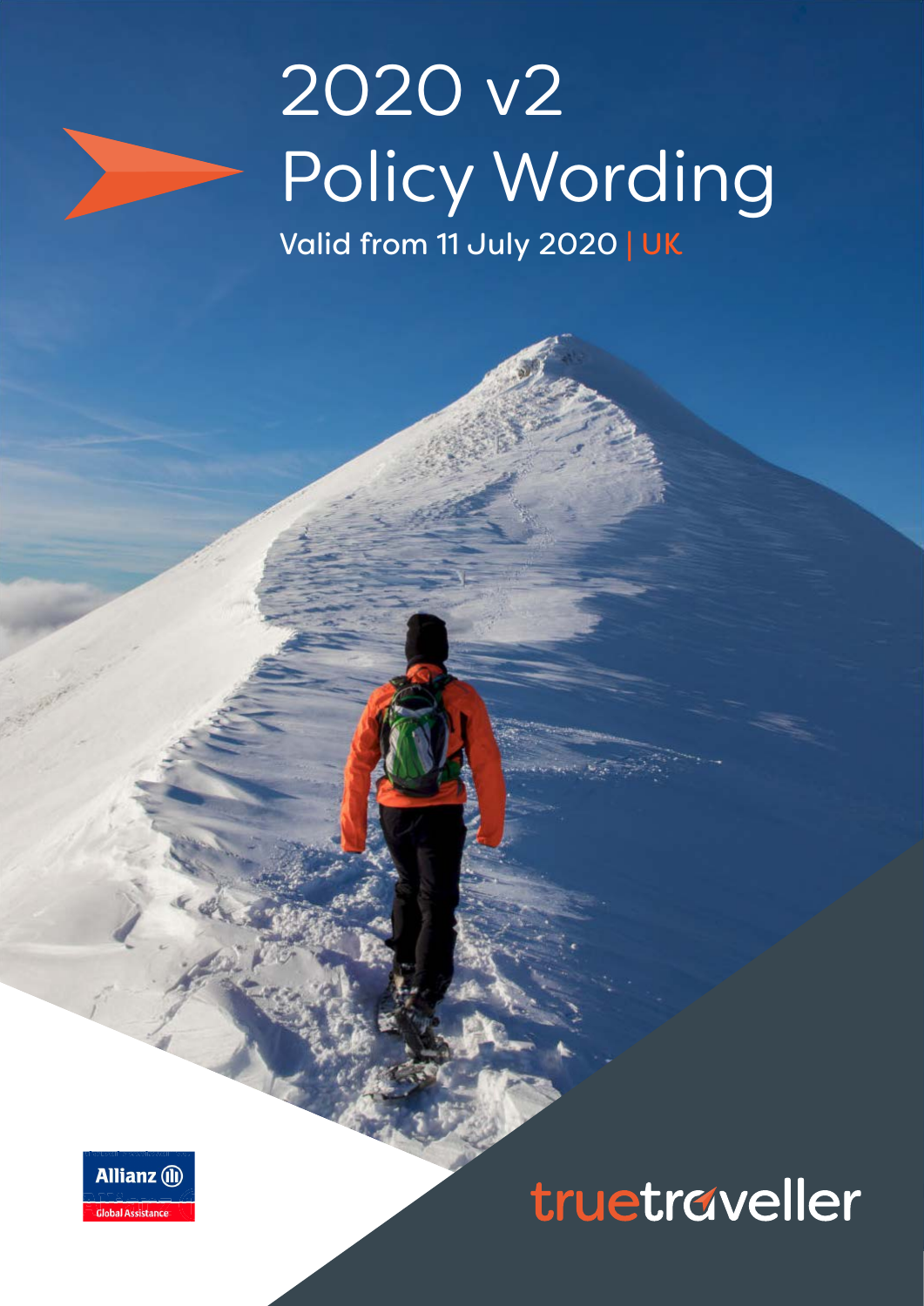# 2020 v2 Policy Wording

Valid from 11 July 2020 | UK

Allianz Global Assistance

truetraveller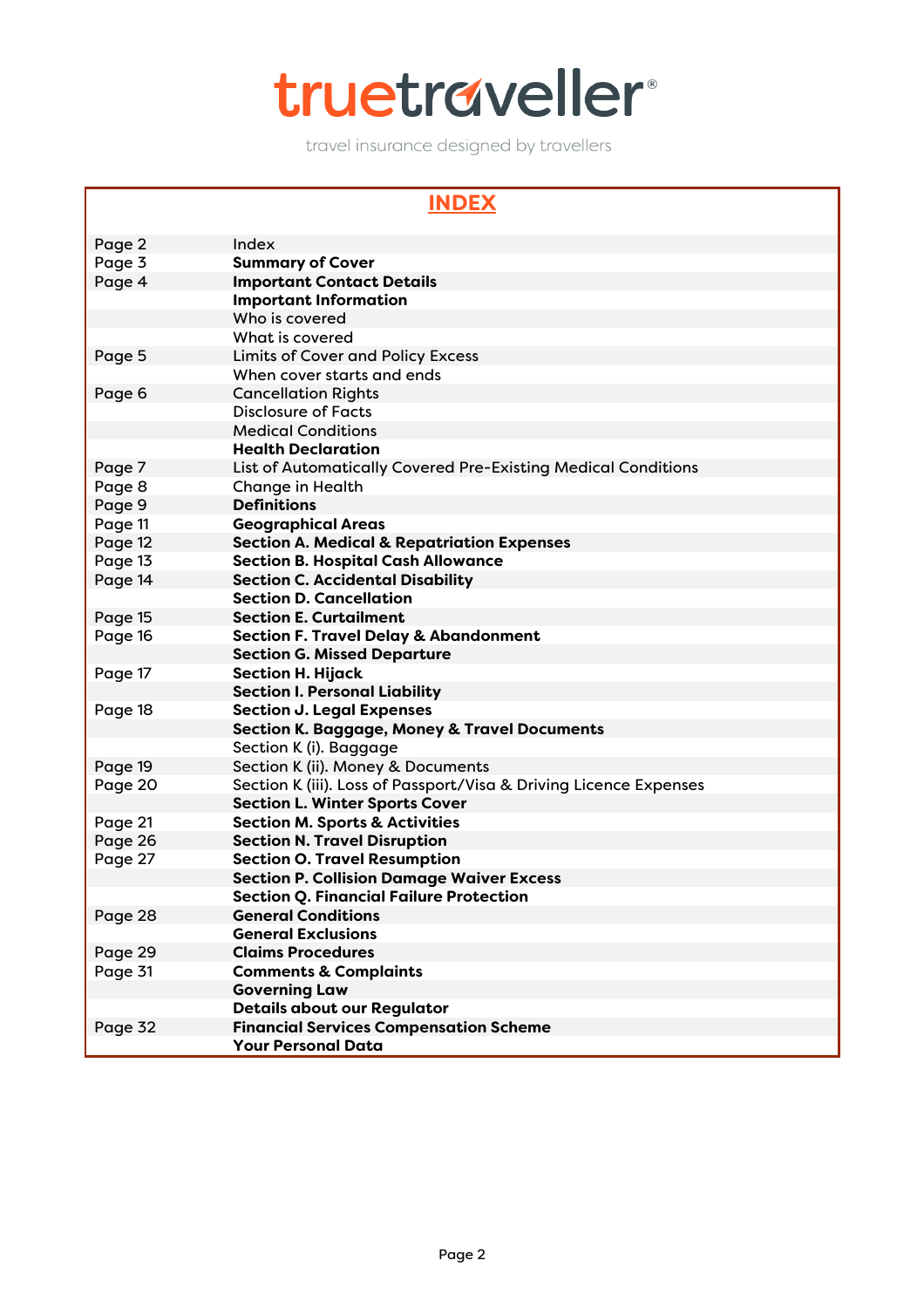truetraveller®

travel insurance designed by travellers

# INDEX

| | |
|---|---|
| Page 2 | Index |
| Page 3 | **Summary of Cover** |
| Page 4 | **Important Contact Details** |
| | **Important Information** |
| | Who is covered |
| | What is covered |
| Page 5 | Limits of Cover and Policy Excess |
| | When cover starts and ends |
| Page 6 | Cancellation Rights |
| | Disclosure of Facts |
| | Medical Conditions |
| | **Health Declaration** |
| Page 7 | List of Automatically Covered Pre-Existing Medical Conditions |
| Page 8 | Change in Health |
| Page 9 | **Definitions** |
| Page 11 | **Geographical Areas** |
| Page 12 | **Section A. Medical & Repatriation Expenses** |
| Page 13 | **Section B. Hospital Cash Allowance** |
| Page 14 | **Section C. Accidental Disability** |
| | **Section D. Cancellation** |
| Page 15 | **Section E. Curtailment** |
| Page 16 | **Section F. Travel Delay & Abandonment** |
| | **Section G. Missed Departure** |
| Page 17 | **Section H. Hijack** |
| | **Section I. Personal Liability** |
| Page 18 | **Section J. Legal Expenses** |
| | **Section K. Baggage, Money & Travel Documents** |
| | Section K (i). Baggage |
| Page 19 | Section K (ii). Money & Documents |
| Page 20 | Section K (iii). Loss of Passport/Visa & Driving Licence Expenses |
| | **Section L. Winter Sports Cover** |
| Page 21 | **Section M. Sports & Activities** |
| Page 26 | **Section N. Travel Disruption** |
| Page 27 | **Section O. Travel Resumption** |
| | **Section P. Collision Damage Waiver Excess** |
| | **Section Q. Financial Failure Protection** |
| Page 28 | **General Conditions** |
| | **General Exclusions** |
| Page 29 | **Claims Procedures** |
| Page 31 | **Comments & Complaints** |
| | **Governing Law** |
| | **Details about our Regulator** |
| Page 32 | **Financial Services Compensation Scheme** |
| | **Your Personal Data** |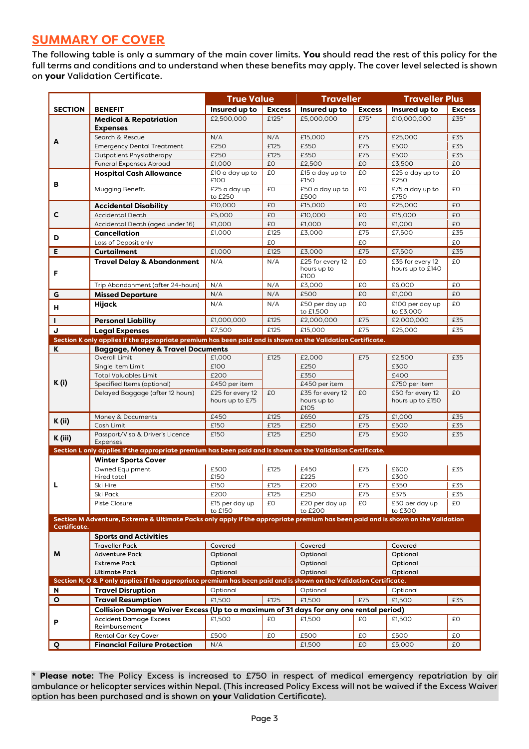## SUMMARY OF COVER

The following table is only a summary of the main cover limits. **You** should read the rest of this policy for the full terms and conditions and to understand when these benefits may apply. The cover level selected is shown on **your** Validation Certificate.

| SECTION | BENEFIT | True Value | | Traveller | | Traveller Plus | |
|---|---|---|---|---|---|---|---|
| | | Insured up to | Excess | Insured up to | Excess | Insured up to | Excess |
| A | **Medical & Repatriation Expenses** | £2,500,000 | £125* | £5,000,000 | £75* | £10,000,000 | £35* |
| | Search & Rescue | N/A | N/A | £15,000 | £75 | £25,000 | £35 |
| | Emergency Dental Treatment | £250 | £125 | £350 | £75 | £500 | £35 |
| | Outpatient Physiotherapy | £250 | £125 | £350 | £75 | £500 | £35 |
| | Funeral Expenses Abroad | £1,000 | £0 | £2,500 | £0 | £3,500 | £0 |
| B | **Hospital Cash Allowance** | £10 a day up to £100 | £0 | £15 a day up to £150 | £0 | £25 a day up to £250 | £0 |
| | Mugging Benefit | £25 a day up to £250 | £0 | £50 a day up to £500 | £0 | £75 a day up to £750 | £0 |
| C | **Accidental Disability** | £10,000 | £0 | £15,000 | £0 | £25,000 | £0 |
| | Accidental Death | £5,000 | £0 | £10,000 | £0 | £15,000 | £0 |
| | Accidental Death (aged under 16) | £1,000 | £0 | £1,000 | £0 | £1,000 | £0 |
| D | **Cancellation** | £1,000 | £125 | £3,000 | £75 | £7,500 | £35 |
| | Loss of Deposit only | | £0 | | £0 | | £0 |
| E | **Curtailment** | £1,000 | £125 | £3,000 | £75 | £7,500 | £35 |
| F | **Travel Delay & Abandonment** | N/A | N/A | £25 for every 12 hours up to £100 | £0 | £35 for every 12 hours up to £140 | £0 |
| | Trip Abandonment (after 24-hours) | N/A | N/A | £3,000 | £0 | £6,000 | £0 |
| G | **Missed Departure** | N/A | N/A | £500 | £0 | £1,000 | £0 |
| H | **Hijack** | N/A | N/A | £50 per day up to £1,500 | £0 | £100 per day up to £3,000 | £0 |
| I | **Personal Liability** | £1,000,000 | £125 | £2,000,000 | £75 | £2,000,000 | £35 |
| J | **Legal Expenses** | £7,500 | £125 | £15,000 | £75 | £25,000 | £35 |
| **Section K only applies if the appropriate premium has been paid and is shown on the Validation Certificate.** | | | | | | | |
| K | **Baggage, Money & Travel Documents** | | | | | | |
| K (i) | Overall Limit | £1,000 | £125 | £2,000 | £75 | £2,500 | £35 |
| | Single Item Limit | £100 | | £250 | | £300 | |
| | Total Valuables Limit | £200 | | £350 | | £400 | |
| | Specified Items (optional) | £450 per item | | £450 per item | | £750 per item | |
| | Delayed Baggage (after 12 hours) | £25 for every 12 hours up to £75 | £0 | £35 for every 12 hours up to £105 | £0 | £50 for every 12 hours up to £150 | £0 |
| K (ii) | Money & Documents | £450 | £125 | £650 | £75 | £1,000 | £35 |
| | Cash Limit | £150 | £125 | £250 | £75 | £500 | £35 |
| K (iii) | Passport/Visa & Driver's Licence Expenses | £150 | £125 | £250 | £75 | £500 | £35 |
| **Section L only applies if the appropriate premium has been paid and is shown on the Validation Certificate.** | | | | | | | |
| L | **Winter Sports Cover** | | | | | | |
| | Owned Equipment | £300 | £125 | £450 | £75 | £600 | £35 |
| | Hired total | £150 | | £225 | | £300 | |
| | Ski Hire | £150 | £125 | £200 | £75 | £350 | £35 |
| | Ski Pack | £200 | £125 | £250 | £75 | £375 | £35 |
| | Piste Closure | £15 per day up to £150 | £0 | £20 per day up to £200 | £0 | £30 per day up to £300 | £0 |
| **Section M Adventure, Extreme & Ultimate Packs only apply if the appropriate premium has been paid and is shown on the Validation Certificate.** | | | | | | | |
| M | **Sports and Activities** | | | | | | |
| | Traveller Pack | Covered | | Covered | | Covered | |
| | Adventure Pack | Optional | | Optional | | Optional | |
| | Extreme Pack | Optional | | Optional | | Optional | |
| | Ultimate Pack | Optional | | Optional | | Optional | |
| **Section N, O & P only applies if the appropriate premium has been paid and is shown on the Validation Certificate.** | | | | | | | |
| N | **Travel Disruption** | Optional | | Optional | | Optional | |
| O | **Travel Resumption** | £1,500 | £125 | £1,500 | £75 | £1,500 | £35 |
| P | **Collision Damage Waiver Excess (Up to a maximum of 31 days for any one rental period)** | | | | | | |
| | Accident Damage Excess Reimbursement | £1,500 | £0 | £1,500 | £0 | £1,500 | £0 |
| | Rental Car Key Cover | £500 | £0 | £500 | £0 | £500 | £0 |
| Q | **Financial Failure Protection** | N/A | | £1,500 | £0 | £5,000 | £0 |

**\* Please note:** The Policy Excess is increased to £750 in respect of medical emergency repatriation by air ambulance or helicopter services within Nepal. (This increased Policy Excess will not be waived if the Excess Waiver option has been purchased and is shown on **your** Validation Certificate).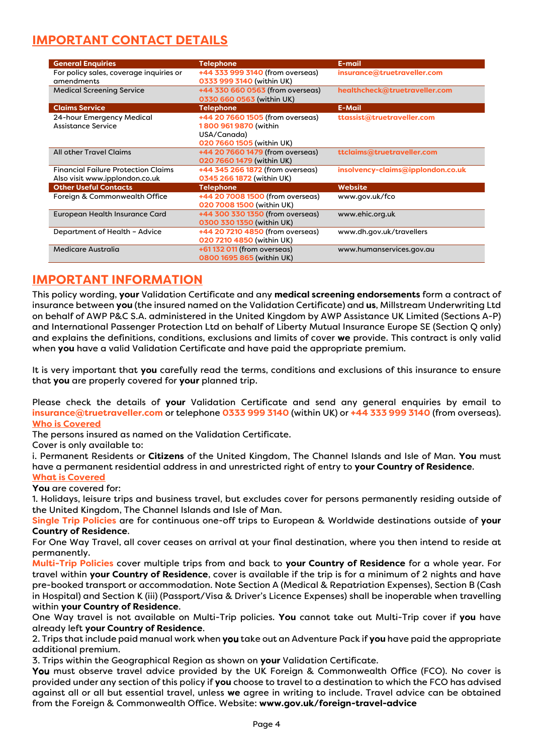## IMPORTANT CONTACT DETAILS

| General Enquiries | Telephone | E-mail |
|---|---|---|
| For policy sales, coverage inquiries or amendments | +44 333 999 3140 (from overseas) 0333 999 3140 (within UK) | insurance@truetraveller.com |
| Medical Screening Service | +44 330 660 0563 (from overseas) 0330 660 0563 (within UK) | healthcheck@truetraveller.com |
| **Claims Service** | **Telephone** | **E-Mail** |
| 24-hour Emergency Medical Assistance Service | +44 20 7660 1505 (from overseas) 1 800 961 9870 (within USA/Canada) 020 7660 1505 (within UK) | ttassist@truetraveller.com |
| All other Travel Claims | +44 20 7660 1479 (from overseas) 020 7660 1479 (within UK) | ttclaims@truetraveller.com |
| Financial Failure Protection Claims Also visit www.ipplondon.co.uk | +44 345 266 1872 (from overseas) 0345 266 1872 (within UK) | insolvency-claims@ipplondon.co.uk |
| **Other Useful Contacts** | **Telephone** | **Website** |
| Foreign & Commonwealth Office | +44 20 7008 1500 (from overseas) 020 7008 1500 (within UK) | www.gov.uk/fco |
| European Health Insurance Card | +44 300 330 1350 (from overseas) 0300 330 1350 (within UK) | www.ehic.org.uk |
| Department of Health – Advice | +44 20 7210 4850 (from overseas) 020 7210 4850 (within UK) | www.dh.gov.uk/travellers |
| Medicare Australia | +61 132 011 (from overseas) 0800 1695 865 (within UK) | www.humanservices.gov.au |

## IMPORTANT INFORMATION

This policy wording, **your** Validation Certificate and any **medical screening endorsements** form a contract of insurance between **you** (the insured named on the Validation Certificate) and **us**, Millstream Underwriting Ltd on behalf of AWP P&C S.A. administered in the United Kingdom by AWP Assistance UK Limited (Sections A-P) and International Passenger Protection Ltd on behalf of Liberty Mutual Insurance Europe SE (Section Q only) and explains the definitions, conditions, exclusions and limits of cover **we** provide. This contract is only valid when **you** have a valid Validation Certificate and have paid the appropriate premium.

It is very important that **you** carefully read the terms, conditions and exclusions of this insurance to ensure that **you** are properly covered for **your** planned trip.

Please check the details of **your** Validation Certificate and send any general enquiries by email to **insurance@truetraveller.com** or telephone **0333 999 3140** (within UK) or **+44 333 999 3140** (from overseas).

### Who is Covered

The persons insured as named on the Validation Certificate.

Cover is only available to:

i. Permanent Residents or **Citizens** of the United Kingdom, The Channel Islands and Isle of Man. **You** must have a permanent residential address in and unrestricted right of entry to **your Country of Residence**.

### What is Covered

**You** are covered for:

1. Holidays, leisure trips and business travel, but excludes cover for persons permanently residing outside of the United Kingdom, The Channel Islands and Isle of Man.

**Single Trip Policies** are for continuous one-off trips to European & Worldwide destinations outside of **your Country of Residence**.

For One Way Travel, all cover ceases on arrival at your final destination, where you then intend to reside at permanently.

**Multi-Trip Policies** cover multiple trips from and back to **your Country of Residence** for a whole year. For travel within **your Country of Residence**, cover is available if the trip is for a minimum of 2 nights and have pre-booked transport or accommodation. Note Section A (Medical & Repatriation Expenses), Section B (Cash in Hospital) and Section K (iii) (Passport/Visa & Driver's Licence Expenses) shall be inoperable when travelling within **your Country of Residence**.

One Way travel is not available on Multi-Trip policies. **You** cannot take out Multi-Trip cover if **you** have already left **your Country of Residence**.

2. Trips that include paid manual work when **you** take out an Adventure Pack if **you** have paid the appropriate additional premium.

3. Trips within the Geographical Region as shown on **your** Validation Certificate.

**You** must observe travel advice provided by the UK Foreign & Commonwealth Office (FCO). No cover is provided under any section of this policy if **you** choose to travel to a destination to which the FCO has advised against all or all but essential travel, unless **we** agree in writing to include. Travel advice can be obtained from the Foreign & Commonwealth Office. Website: **www.gov.uk/foreign-travel-advice**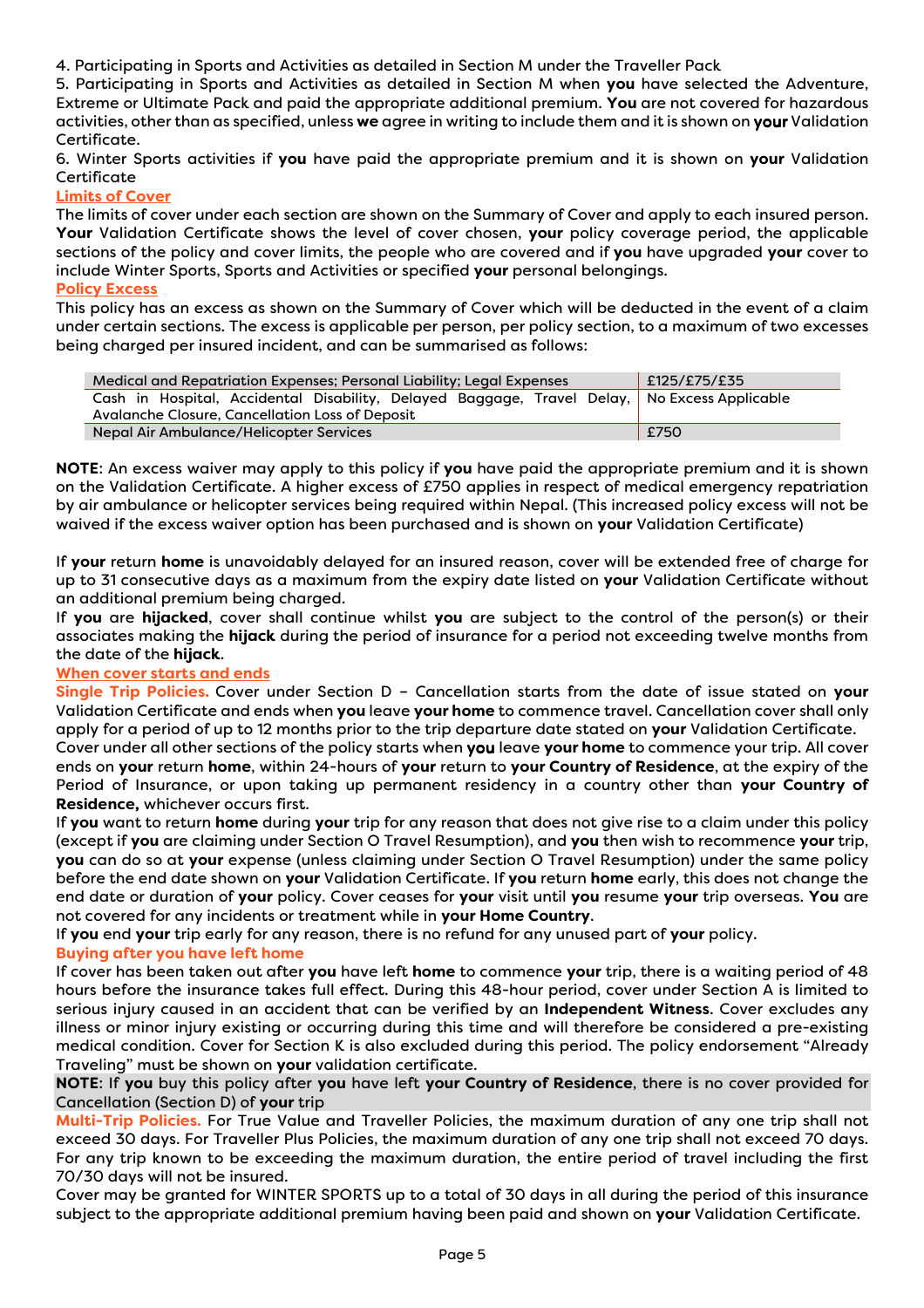4. Participating in Sports and Activities as detailed in Section M under the Traveller Pack

5. Participating in Sports and Activities as detailed in Section M when **you** have selected the Adventure, Extreme or Ultimate Pack and paid the appropriate additional premium. **You** are not covered for hazardous activities, other than as specified, unless **we** agree in writing to include them and it is shown on **your** Validation Certificate.

6. Winter Sports activities if **you** have paid the appropriate premium and it is shown on **your** Validation Certificate

### Limits of Cover

The limits of cover under each section are shown on the Summary of Cover and apply to each insured person. **Your** Validation Certificate shows the level of cover chosen, **your** policy coverage period, the applicable sections of the policy and cover limits, the people who are covered and if **you** have upgraded **your** cover to include Winter Sports, Sports and Activities or specified **your** personal belongings.

### Policy Excess

This policy has an excess as shown on the Summary of Cover which will be deducted in the event of a claim under certain sections. The excess is applicable per person, per policy section, to a maximum of two excesses being charged per insured incident, and can be summarised as follows:

| Section | Excess |
|---|---|
| Medical and Repatriation Expenses; Personal Liability; Legal Expenses | £125/£75/£35 |
| Cash in Hospital, Accidental Disability, Delayed Baggage, Travel Delay, Avalanche Closure, Cancellation Loss of Deposit | No Excess Applicable |
| Nepal Air Ambulance/Helicopter Services | £750 |

**NOTE**: An excess waiver may apply to this policy if **you** have paid the appropriate premium and it is shown on the Validation Certificate. A higher excess of £750 applies in respect of medical emergency repatriation by air ambulance or helicopter services being required within Nepal. (This increased policy excess will not be waived if the excess waiver option has been purchased and is shown on **your** Validation Certificate)

If **your** return **home** is unavoidably delayed for an insured reason, cover will be extended free of charge for up to 31 consecutive days as a maximum from the expiry date listed on **your** Validation Certificate without an additional premium being charged.

If **you** are **hijacked**, cover shall continue whilst **you** are subject to the control of the person(s) or their associates making the **hijack** during the period of insurance for a period not exceeding twelve months from the date of the **hijack**.

### When cover starts and ends

**Single Trip Policies.** Cover under Section D – Cancellation starts from the date of issue stated on **your** Validation Certificate and ends when **you** leave **your home** to commence travel. Cancellation cover shall only apply for a period of up to 12 months prior to the trip departure date stated on **your** Validation Certificate.

Cover under all other sections of the policy starts when **you** leave **your home** to commence your trip. All cover ends on **your** return **home**, within 24-hours of **your** return to **your Country of Residence**, at the expiry of the Period of Insurance, or upon taking up permanent residency in a country other than **your Country of Residence,** whichever occurs first.

If **you** want to return **home** during **your** trip for any reason that does not give rise to a claim under this policy (except if **you** are claiming under Section O Travel Resumption), and **you** then wish to recommence **your** trip, **you** can do so at **your** expense (unless claiming under Section O Travel Resumption) under the same policy before the end date shown on **your** Validation Certificate. If **you** return **home** early, this does not change the end date or duration of **your** policy. Cover ceases for **your** visit until **you** resume **your** trip overseas. **You** are not covered for any incidents or treatment while in **your Home Country**.

If **you** end **your** trip early for any reason, there is no refund for any unused part of **your** policy.

### Buying after you have left home

If cover has been taken out after **you** have left **home** to commence **your** trip, there is a waiting period of 48 hours before the insurance takes full effect. During this 48-hour period, cover under Section A is limited to serious injury caused in an accident that can be verified by an **Independent Witness**. Cover excludes any illness or minor injury existing or occurring during this time and will therefore be considered a pre-existing medical condition. Cover for Section K is also excluded during this period. The policy endorsement "Already Traveling" must be shown on **your** validation certificate.

**NOTE**: If **you** buy this policy after **you** have left **your Country of Residence**, there is no cover provided for Cancellation (Section D) of **your** trip

**Multi-Trip Policies.** For True Value and Traveller Policies, the maximum duration of any one trip shall not exceed 30 days. For Traveller Plus Policies, the maximum duration of any one trip shall not exceed 70 days. For any trip known to be exceeding the maximum duration, the entire period of travel including the first 70/30 days will not be insured.

Cover may be granted for WINTER SPORTS up to a total of 30 days in all during the period of this insurance subject to the appropriate additional premium having been paid and shown on **your** Validation Certificate.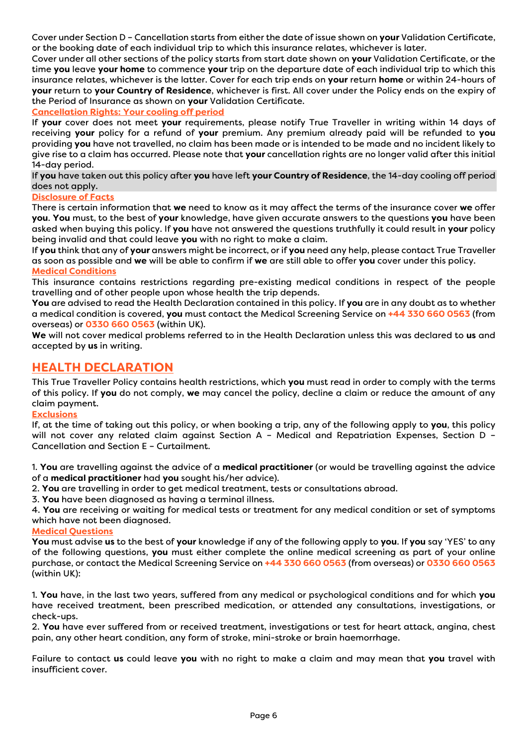Cover under Section D – Cancellation starts from either the date of issue shown on **your** Validation Certificate, or the booking date of each individual trip to which this insurance relates, whichever is later.

Cover under all other sections of the policy starts from start date shown on **your** Validation Certificate, or the time **you** leave **your home** to commence **your** trip on the departure date of each individual trip to which this insurance relates, whichever is the latter. Cover for each trip ends on **your** return **home** or within 24-hours of **your** return to **your Country of Residence**, whichever is first. All cover under the Policy ends on the expiry of the Period of Insurance as shown on **your** Validation Certificate.

### Cancellation Rights: Your cooling off period

If **your** cover does not meet **your** requirements, please notify True Traveller in writing within 14 days of receiving **your** policy for a refund of **your** premium. Any premium already paid will be refunded to **you** providing **you** have not travelled, no claim has been made or is intended to be made and no incident likely to give rise to a claim has occurred. Please note that **your** cancellation rights are no longer valid after this initial 14-day period.

If **you** have taken out this policy after **you** have left **your Country of Residence**, the 14-day cooling off period does not apply.

### Disclosure of Facts

There is certain information that **we** need to know as it may affect the terms of the insurance cover **we** offer **you**. **You** must, to the best of **your** knowledge, have given accurate answers to the questions **you** have been asked when buying this policy. If **you** have not answered the questions truthfully it could result in **your** policy being invalid and that could leave **you** with no right to make a claim.

If **you** think that any of **your** answers might be incorrect, or if **you** need any help, please contact True Traveller as soon as possible and **we** will be able to confirm if **we** are still able to offer **you** cover under this policy.

### Medical Conditions

This insurance contains restrictions regarding pre-existing medical conditions in respect of the people travelling and of other people upon whose health the trip depends.

**You** are advised to read the Health Declaration contained in this policy. If **you** are in any doubt as to whether a medical condition is covered, **you** must contact the Medical Screening Service on **+44 330 660 0563** (from overseas) or **0330 660 0563** (within UK).

**We** will not cover medical problems referred to in the Health Declaration unless this was declared to **us** and accepted by **us** in writing.

## HEALTH DECLARATION

This True Traveller Policy contains health restrictions, which **you** must read in order to comply with the terms of this policy. If **you** do not comply, **we** may cancel the policy, decline a claim or reduce the amount of any claim payment.

### Exclusions

If, at the time of taking out this policy, or when booking a trip, any of the following apply to **you**, this policy will not cover any related claim against Section A – Medical and Repatriation Expenses, Section D – Cancellation and Section E – Curtailment.

1. **You** are travelling against the advice of a **medical practitioner** (or would be travelling against the advice of a **medical practitioner** had **you** sought his/her advice).
2. **You** are travelling in order to get medical treatment, tests or consultations abroad.
3. **You** have been diagnosed as having a terminal illness.
4. **You** are receiving or waiting for medical tests or treatment for any medical condition or set of symptoms which have not been diagnosed.

### Medical Questions

**You** must advise **us** to the best of **your** knowledge if any of the following apply to **you**. If **you** say 'YES' to any of the following questions, **you** must either complete the online medical screening as part of your online purchase, or contact the Medical Screening Service on **+44 330 660 0563** (from overseas) or **0330 660 0563** (within UK):

1. **You** have, in the last two years, suffered from any medical or psychological conditions and for which **you** have received treatment, been prescribed medication, or attended any consultations, investigations, or check-ups.
2. **You** have ever suffered from or received treatment, investigations or test for heart attack, angina, chest pain, any other heart condition, any form of stroke, mini-stroke or brain haemorrhage.

Failure to contact **us** could leave **you** with no right to make a claim and may mean that **you** travel with insufficient cover.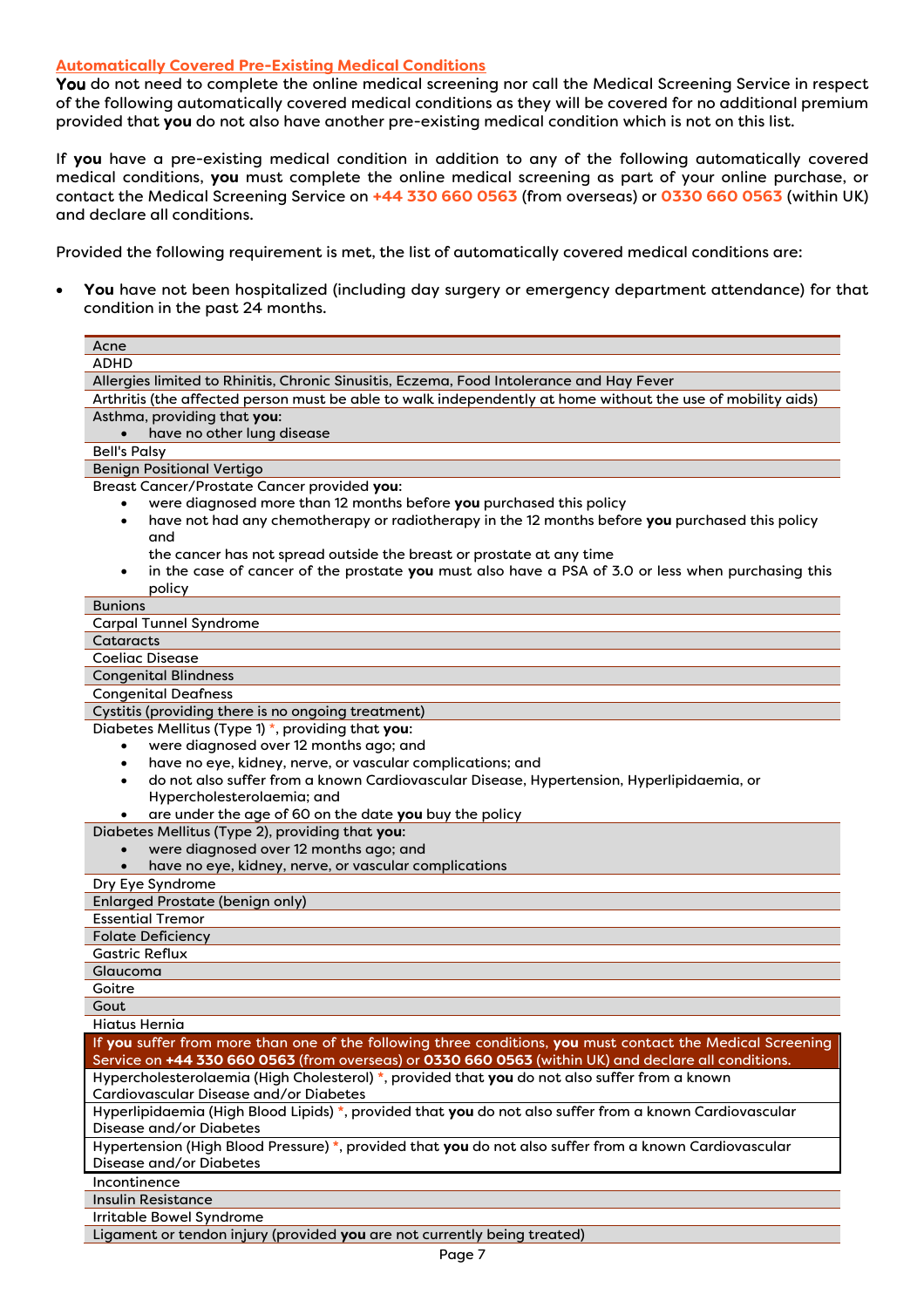**Automatically Covered Pre-Existing Medical Conditions**

**You** do not need to complete the online medical screening nor call the Medical Screening Service in respect of the following automatically covered medical conditions as they will be covered for no additional premium provided that **you** do not also have another pre-existing medical condition which is not on this list.

If **you** have a pre-existing medical condition in addition to any of the following automatically covered medical conditions, **you** must complete the online medical screening as part of your online purchase, or contact the Medical Screening Service on **+44 330 660 0563** (from overseas) or **0330 660 0563** (within UK) and declare all conditions.

Provided the following requirement is met, the list of automatically covered medical conditions are:

- **You** have not been hospitalized (including day surgery or emergency department attendance) for that condition in the past 24 months.

| Condition |
|---|
| Acne |
| ADHD |
| Allergies limited to Rhinitis, Chronic Sinusitis, Eczema, Food Intolerance and Hay Fever |
| Arthritis (the affected person must be able to walk independently at home without the use of mobility aids) |
| Asthma, providing that **you**: <br>• have no other lung disease |
| Bell's Palsy |
| Benign Positional Vertigo |
| Breast Cancer/Prostate Cancer provided **you**: <br>• were diagnosed more than 12 months before **you** purchased this policy <br>• have not had any chemotherapy or radiotherapy in the 12 months before **you** purchased this policy and <br>the cancer has not spread outside the breast or prostate at any time <br>• in the case of cancer of the prostate **you** must also have a PSA of 3.0 or less when purchasing this policy |
| Bunions |
| Carpal Tunnel Syndrome |
| Cataracts |
| Coeliac Disease |
| Congenital Blindness |
| Congenital Deafness |
| Cystitis (providing there is no ongoing treatment) |
| Diabetes Mellitus (Type 1) *, providing that **you**: <br>• were diagnosed over 12 months ago; and <br>• have no eye, kidney, nerve, or vascular complications; and <br>• do not also suffer from a known Cardiovascular Disease, Hypertension, Hyperlipidaemia, or Hypercholesterolaemia; and <br>• are under the age of 60 on the date **you** buy the policy |
| Diabetes Mellitus (Type 2), providing that **you**: <br>• were diagnosed over 12 months ago; and <br>• have no eye, kidney, nerve, or vascular complications |
| Dry Eye Syndrome |
| Enlarged Prostate (benign only) |
| Essential Tremor |
| Folate Deficiency |
| Gastric Reflux |
| Glaucoma |
| Goitre |
| Gout |
| Hiatus Hernia |
| **If you suffer from more than one of the following three conditions, you must contact the Medical Screening Service on +44 330 660 0563 (from overseas) or 0330 660 0563 (within UK) and declare all conditions.** |
| Hypercholesterolaemia (High Cholesterol) *, provided that **you** do not also suffer from a known Cardiovascular Disease and/or Diabetes |
| Hyperlipidaemia (High Blood Lipids) *, provided that **you** do not also suffer from a known Cardiovascular Disease and/or Diabetes |
| Hypertension (High Blood Pressure) *, provided that **you** do not also suffer from a known Cardiovascular Disease and/or Diabetes |
| Incontinence |
| Insulin Resistance |
| Irritable Bowel Syndrome |
| Ligament or tendon injury (provided **you** are not currently being treated) |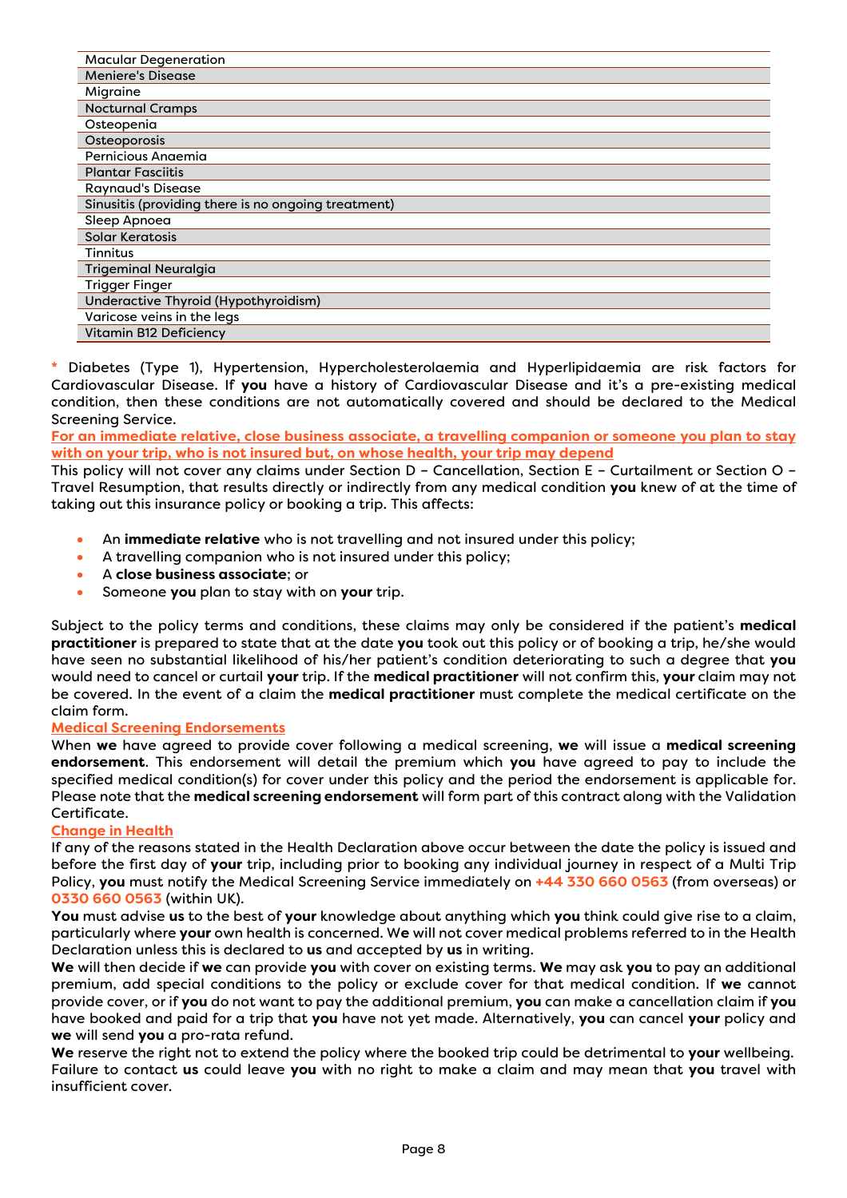| Macular Degeneration |
|---|
| Meniere's Disease |
| Migraine |
| Nocturnal Cramps |
| Osteopenia |
| Osteoporosis |
| Pernicious Anaemia |
| Plantar Fasciitis |
| Raynaud's Disease |
| Sinusitis (providing there is no ongoing treatment) |
| Sleep Apnoea |
| Solar Keratosis |
| Tinnitus |
| Trigeminal Neuralgia |
| Trigger Finger |
| Underactive Thyroid (Hypothyroidism) |
| Varicose veins in the legs |
| Vitamin B12 Deficiency |

* Diabetes (Type 1), Hypertension, Hypercholesterolaemia and Hyperlipidaemia are risk factors for Cardiovascular Disease. If **you** have a history of Cardiovascular Disease and it's a pre-existing medical condition, then these conditions are not automatically covered and should be declared to the Medical Screening Service.

**For an immediate relative, close business associate, a travelling companion or someone you plan to stay with on your trip, who is not insured but, on whose health, your trip may depend**

This policy will not cover any claims under Section D – Cancellation, Section E – Curtailment or Section O – Travel Resumption, that results directly or indirectly from any medical condition **you** knew of at the time of taking out this insurance policy or booking a trip. This affects:

- An **immediate relative** who is not travelling and not insured under this policy;
- A travelling companion who is not insured under this policy;
- A **close business associate**; or
- Someone **you** plan to stay with on **your** trip.

Subject to the policy terms and conditions, these claims may only be considered if the patient's **medical practitioner** is prepared to state that at the date **you** took out this policy or of booking a trip, he/she would have seen no substantial likelihood of his/her patient's condition deteriorating to such a degree that **you** would need to cancel or curtail **your** trip. If the **medical practitioner** will not confirm this, **your** claim may not be covered. In the event of a claim the **medical practitioner** must complete the medical certificate on the claim form.

**Medical Screening Endorsements**

When **we** have agreed to provide cover following a medical screening, **we** will issue a **medical screening endorsement**. This endorsement will detail the premium which **you** have agreed to pay to include the specified medical condition(s) for cover under this policy and the period the endorsement is applicable for. Please note that the **medical screening endorsement** will form part of this contract along with the Validation Certificate.

**Change in Health**

If any of the reasons stated in the Health Declaration above occur between the date the policy is issued and before the first day of **your** trip, including prior to booking any individual journey in respect of a Multi Trip Policy, **you** must notify the Medical Screening Service immediately on **+44 330 660 0563** (from overseas) or **0330 660 0563** (within UK).

**You** must advise **us** to the best of **your** knowledge about anything which **you** think could give rise to a claim, particularly where **your** own health is concerned. **We** will not cover medical problems referred to in the Health Declaration unless this is declared to **us** and accepted by **us** in writing.

**We** will then decide if **we** can provide **you** with cover on existing terms. **We** may ask **you** to pay an additional premium, add special conditions to the policy or exclude cover for that medical condition. If **we** cannot provide cover, or if **you** do not want to pay the additional premium, **you** can make a cancellation claim if **you** have booked and paid for a trip that **you** have not yet made. Alternatively, **you** can cancel **your** policy and **we** will send **you** a pro-rata refund.

**We** reserve the right not to extend the policy where the booked trip could be detrimental to **your** wellbeing. Failure to contact **us** could leave **you** with no right to make a claim and may mean that **you** travel with insufficient cover.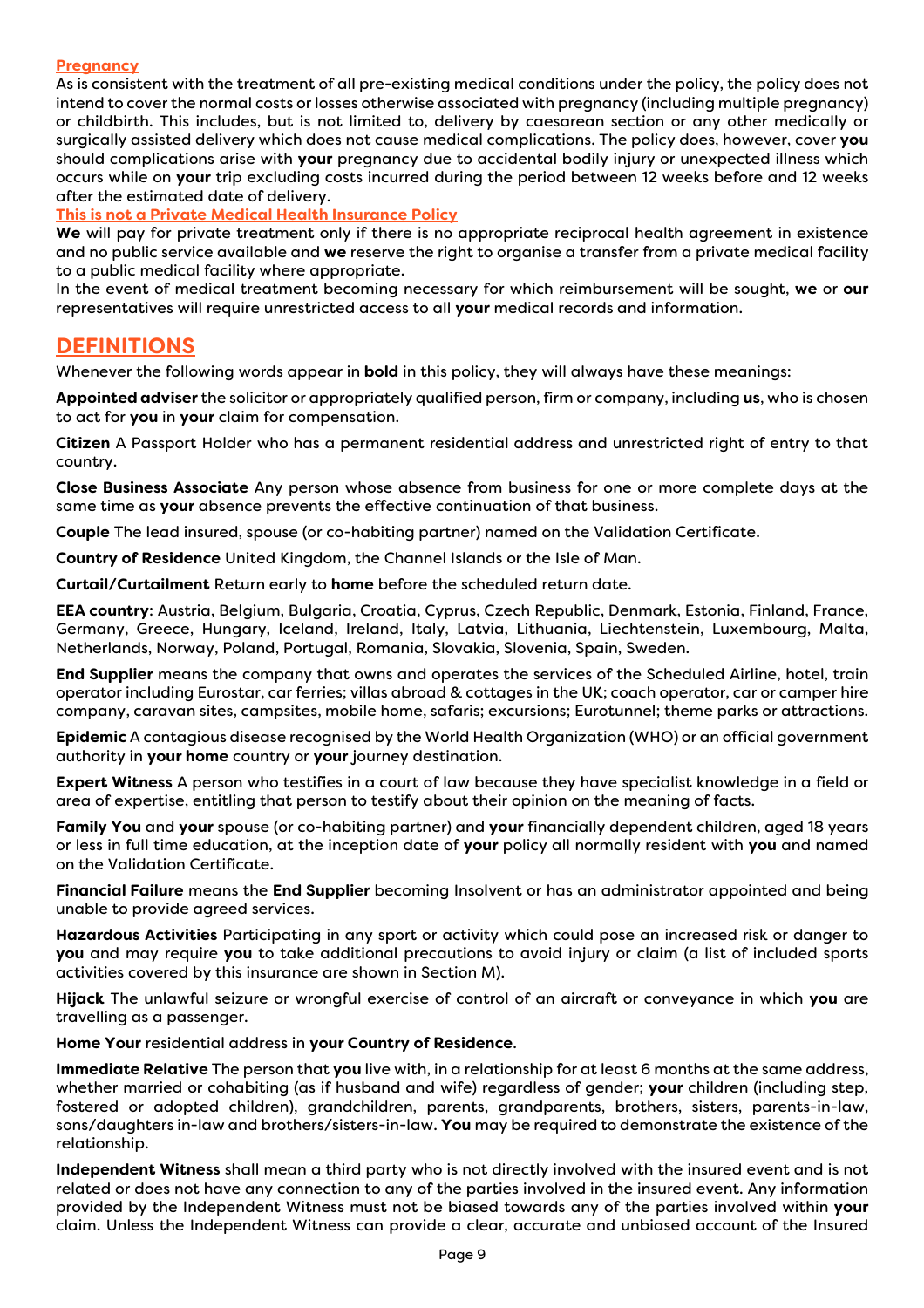**Pregnancy**

As is consistent with the treatment of all pre-existing medical conditions under the policy, the policy does not intend to cover the normal costs or losses otherwise associated with pregnancy (including multiple pregnancy) or childbirth. This includes, but is not limited to, delivery by caesarean section or any other medically or surgically assisted delivery which does not cause medical complications. The policy does, however, cover **you** should complications arise with **your** pregnancy due to accidental bodily injury or unexpected illness which occurs while on **your** trip excluding costs incurred during the period between 12 weeks before and 12 weeks after the estimated date of delivery.

**This is not a Private Medical Health Insurance Policy**

**We** will pay for private treatment only if there is no appropriate reciprocal health agreement in existence and no public service available and **we** reserve the right to organise a transfer from a private medical facility to a public medical facility where appropriate.

In the event of medical treatment becoming necessary for which reimbursement will be sought, **we** or **our** representatives will require unrestricted access to all **your** medical records and information.

## DEFINITIONS

Whenever the following words appear in **bold** in this policy, they will always have these meanings:

**Appointed adviser** the solicitor or appropriately qualified person, firm or company, including **us**, who is chosen to act for **you** in **your** claim for compensation.

**Citizen** A Passport Holder who has a permanent residential address and unrestricted right of entry to that country.

**Close Business Associate** Any person whose absence from business for one or more complete days at the same time as **your** absence prevents the effective continuation of that business.

**Couple** The lead insured, spouse (or co-habiting partner) named on the Validation Certificate.

**Country of Residence** United Kingdom, the Channel Islands or the Isle of Man.

**Curtail/Curtailment** Return early to **home** before the scheduled return date.

**EEA country**: Austria, Belgium, Bulgaria, Croatia, Cyprus, Czech Republic, Denmark, Estonia, Finland, France, Germany, Greece, Hungary, Iceland, Ireland, Italy, Latvia, Lithuania, Liechtenstein, Luxembourg, Malta, Netherlands, Norway, Poland, Portugal, Romania, Slovakia, Slovenia, Spain, Sweden.

**End Supplier** means the company that owns and operates the services of the Scheduled Airline, hotel, train operator including Eurostar, car ferries; villas abroad & cottages in the UK; coach operator, car or camper hire company, caravan sites, campsites, mobile home, safaris; excursions; Eurotunnel; theme parks or attractions.

**Epidemic** A contagious disease recognised by the World Health Organization (WHO) or an official government authority in **your home** country or **your** journey destination.

**Expert Witness** A person who testifies in a court of law because they have specialist knowledge in a field or area of expertise, entitling that person to testify about their opinion on the meaning of facts.

**Family You** and **your** spouse (or co-habiting partner) and **your** financially dependent children, aged 18 years or less in full time education, at the inception date of **your** policy all normally resident with **you** and named on the Validation Certificate.

**Financial Failure** means the **End Supplier** becoming Insolvent or has an administrator appointed and being unable to provide agreed services.

**Hazardous Activities** Participating in any sport or activity which could pose an increased risk or danger to **you** and may require **you** to take additional precautions to avoid injury or claim (a list of included sports activities covered by this insurance are shown in Section M).

**Hijack** The unlawful seizure or wrongful exercise of control of an aircraft or conveyance in which **you** are travelling as a passenger.

**Home Your** residential address in **your Country of Residence**.

**Immediate Relative** The person that **you** live with, in a relationship for at least 6 months at the same address, whether married or cohabiting (as if husband and wife) regardless of gender; **your** children (including step, fostered or adopted children), grandchildren, parents, grandparents, brothers, sisters, parents-in-law, sons/daughters in-law and brothers/sisters-in-law. **You** may be required to demonstrate the existence of the relationship.

**Independent Witness** shall mean a third party who is not directly involved with the insured event and is not related or does not have any connection to any of the parties involved in the insured event. Any information provided by the Independent Witness must not be biased towards any of the parties involved within **your** claim. Unless the Independent Witness can provide a clear, accurate and unbiased account of the Insured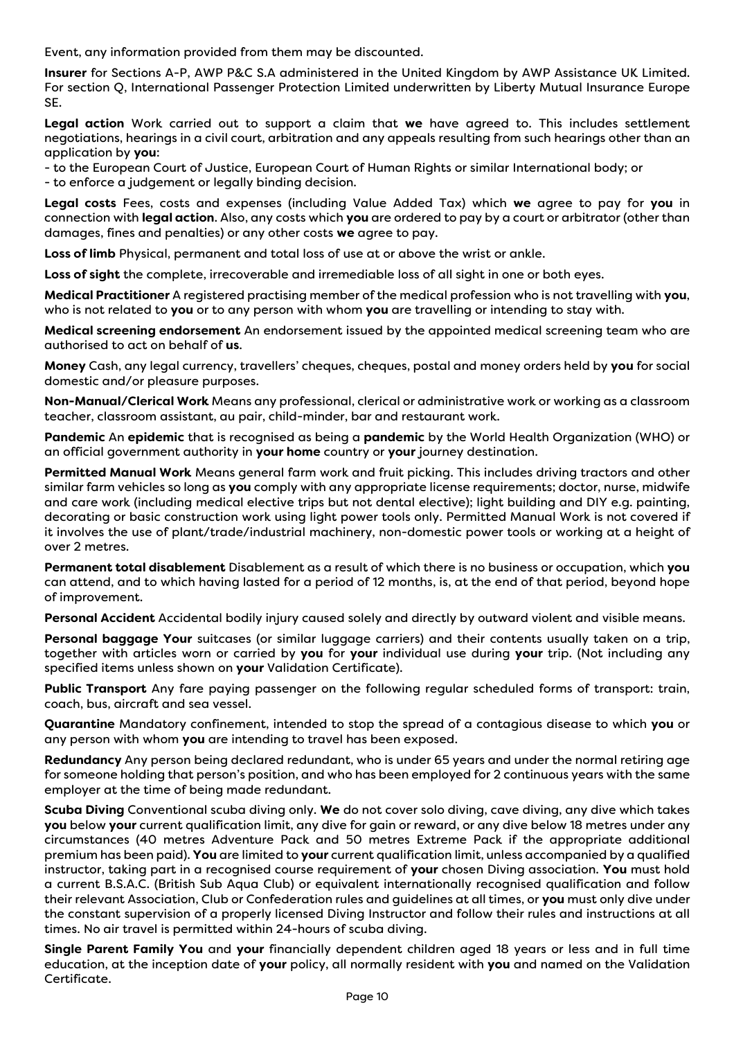Event, any information provided from them may be discounted.

**Insurer** for Sections A-P, AWP P&C S.A administered in the United Kingdom by AWP Assistance UK Limited. For section Q, International Passenger Protection Limited underwritten by Liberty Mutual Insurance Europe SE.

**Legal action** Work carried out to support a claim that **we** have agreed to. This includes settlement negotiations, hearings in a civil court, arbitration and any appeals resulting from such hearings other than an application by **you**:

- to the European Court of Justice, European Court of Human Rights or similar International body; or
- to enforce a judgement or legally binding decision.

**Legal costs** Fees, costs and expenses (including Value Added Tax) which **we** agree to pay for **you** in connection with **legal action**. Also, any costs which **you** are ordered to pay by a court or arbitrator (other than damages, fines and penalties) or any other costs **we** agree to pay.

**Loss of limb** Physical, permanent and total loss of use at or above the wrist or ankle.

**Loss of sight** the complete, irrecoverable and irremediable loss of all sight in one or both eyes.

**Medical Practitioner** A registered practising member of the medical profession who is not travelling with **you**, who is not related to **you** or to any person with whom **you** are travelling or intending to stay with.

**Medical screening endorsement** An endorsement issued by the appointed medical screening team who are authorised to act on behalf of **us**.

**Money** Cash, any legal currency, travellers' cheques, cheques, postal and money orders held by **you** for social domestic and/or pleasure purposes.

**Non-Manual/Clerical Work** Means any professional, clerical or administrative work or working as a classroom teacher, classroom assistant, au pair, child-minder, bar and restaurant work.

**Pandemic** An **epidemic** that is recognised as being a **pandemic** by the World Health Organization (WHO) or an official government authority in **your home** country or **your** journey destination.

**Permitted Manual Work** Means general farm work and fruit picking. This includes driving tractors and other similar farm vehicles so long as **you** comply with any appropriate license requirements; doctor, nurse, midwife and care work (including medical elective trips but not dental elective); light building and DIY e.g. painting, decorating or basic construction work using light power tools only. Permitted Manual Work is not covered if it involves the use of plant/trade/industrial machinery, non-domestic power tools or working at a height of over 2 metres.

**Permanent total disablement** Disablement as a result of which there is no business or occupation, which **you** can attend, and to which having lasted for a period of 12 months, is, at the end of that period, beyond hope of improvement.

**Personal Accident** Accidental bodily injury caused solely and directly by outward violent and visible means.

**Personal baggage Your** suitcases (or similar luggage carriers) and their contents usually taken on a trip, together with articles worn or carried by **you** for **your** individual use during **your** trip. (Not including any specified items unless shown on **your** Validation Certificate).

**Public Transport** Any fare paying passenger on the following regular scheduled forms of transport: train, coach, bus, aircraft and sea vessel.

**Quarantine** Mandatory confinement, intended to stop the spread of a contagious disease to which **you** or any person with whom **you** are intending to travel has been exposed.

**Redundancy** Any person being declared redundant, who is under 65 years and under the normal retiring age for someone holding that person's position, and who has been employed for 2 continuous years with the same employer at the time of being made redundant.

**Scuba Diving** Conventional scuba diving only. **We** do not cover solo diving, cave diving, any dive which takes **you** below **your** current qualification limit, any dive for gain or reward, or any dive below 18 metres under any circumstances (40 metres Adventure Pack and 50 metres Extreme Pack if the appropriate additional premium has been paid). **You** are limited to **your** current qualification limit, unless accompanied by a qualified instructor, taking part in a recognised course requirement of **your** chosen Diving association. **You** must hold a current B.S.A.C. (British Sub Aqua Club) or equivalent internationally recognised qualification and follow their relevant Association, Club or Confederation rules and guidelines at all times, or **you** must only dive under the constant supervision of a properly licensed Diving Instructor and follow their rules and instructions at all times. No air travel is permitted within 24-hours of scuba diving.

**Single Parent Family You** and **your** financially dependent children aged 18 years or less and in full time education, at the inception date of **your** policy, all normally resident with **you** and named on the Validation Certificate.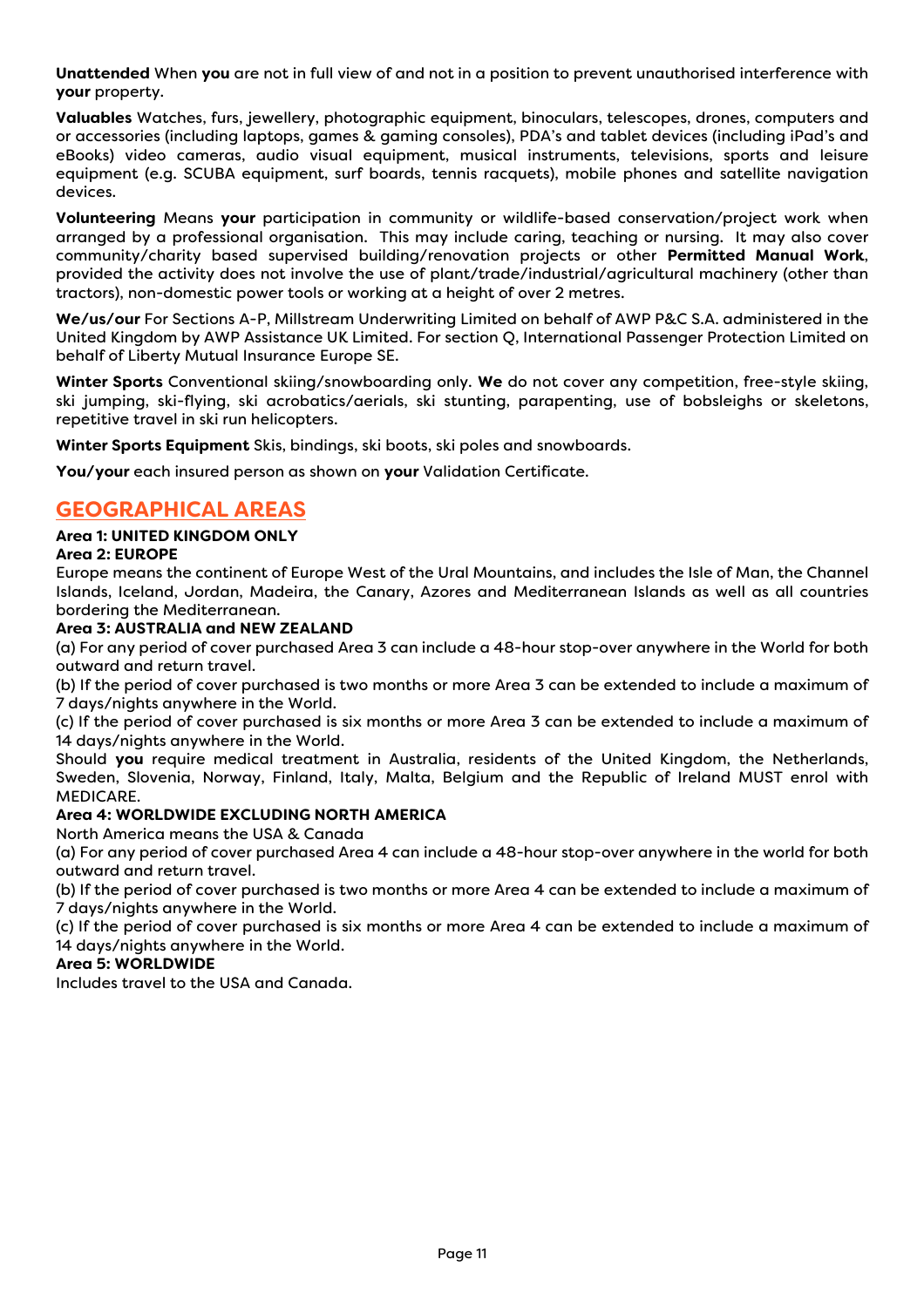**Unattended** When **you** are not in full view of and not in a position to prevent unauthorised interference with **your** property.

**Valuables** Watches, furs, jewellery, photographic equipment, binoculars, telescopes, drones, computers and or accessories (including laptops, games & gaming consoles), PDA's and tablet devices (including iPad's and eBooks) video cameras, audio visual equipment, musical instruments, televisions, sports and leisure equipment (e.g. SCUBA equipment, surf boards, tennis racquets), mobile phones and satellite navigation devices.

**Volunteering** Means **your** participation in community or wildlife-based conservation/project work when arranged by a professional organisation. This may include caring, teaching or nursing. It may also cover community/charity based supervised building/renovation projects or other **Permitted Manual Work**, provided the activity does not involve the use of plant/trade/industrial/agricultural machinery (other than tractors), non-domestic power tools or working at a height of over 2 metres.

**We/us/our** For Sections A-P, Millstream Underwriting Limited on behalf of AWP P&C S.A. administered in the United Kingdom by AWP Assistance UK Limited. For section Q, International Passenger Protection Limited on behalf of Liberty Mutual Insurance Europe SE.

**Winter Sports** Conventional skiing/snowboarding only. **We** do not cover any competition, free-style skiing, ski jumping, ski-flying, ski acrobatics/aerials, ski stunting, parapenting, use of bobsleighs or skeletons, repetitive travel in ski run helicopters.

**Winter Sports Equipment** Skis, bindings, ski boots, ski poles and snowboards.

**You/your** each insured person as shown on **your** Validation Certificate.

## GEOGRAPHICAL AREAS

**Area 1: UNITED KINGDOM ONLY**

**Area 2: EUROPE**

Europe means the continent of Europe West of the Ural Mountains, and includes the Isle of Man, the Channel Islands, Iceland, Jordan, Madeira, the Canary, Azores and Mediterranean Islands as well as all countries bordering the Mediterranean.

**Area 3: AUSTRALIA and NEW ZEALAND**

(a) For any period of cover purchased Area 3 can include a 48-hour stop-over anywhere in the World for both outward and return travel.

(b) If the period of cover purchased is two months or more Area 3 can be extended to include a maximum of 7 days/nights anywhere in the World.

(c) If the period of cover purchased is six months or more Area 3 can be extended to include a maximum of 14 days/nights anywhere in the World.

Should **you** require medical treatment in Australia, residents of the United Kingdom, the Netherlands, Sweden, Slovenia, Norway, Finland, Italy, Malta, Belgium and the Republic of Ireland MUST enrol with MEDICARE.

**Area 4: WORLDWIDE EXCLUDING NORTH AMERICA**

North America means the USA & Canada

(a) For any period of cover purchased Area 4 can include a 48-hour stop-over anywhere in the world for both outward and return travel.

(b) If the period of cover purchased is two months or more Area 4 can be extended to include a maximum of 7 days/nights anywhere in the World.

(c) If the period of cover purchased is six months or more Area 4 can be extended to include a maximum of 14 days/nights anywhere in the World.

**Area 5: WORLDWIDE**

Includes travel to the USA and Canada.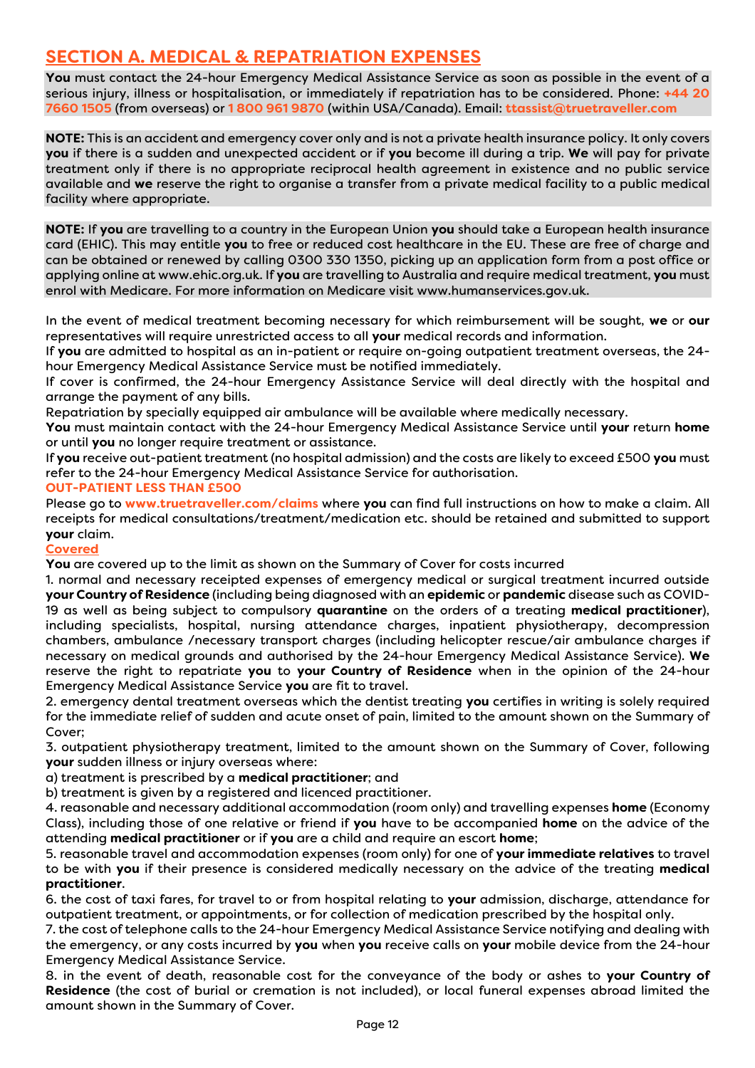## SECTION A. MEDICAL & REPATRIATION EXPENSES

**You** must contact the 24-hour Emergency Medical Assistance Service as soon as possible in the event of a serious injury, illness or hospitalisation, or immediately if repatriation has to be considered. Phone: **+44 20 7660 1505** (from overseas) or **1 800 961 9870** (within USA/Canada). Email: **ttassist@truetraveller.com**

**NOTE:** This is an accident and emergency cover only and is not a private health insurance policy. It only covers **you** if there is a sudden and unexpected accident or if **you** become ill during a trip. **We** will pay for private treatment only if there is no appropriate reciprocal health agreement in existence and no public service available and **we** reserve the right to organise a transfer from a private medical facility to a public medical facility where appropriate.

**NOTE:** If **you** are travelling to a country in the European Union **you** should take a European health insurance card (EHIC). This may entitle **you** to free or reduced cost healthcare in the EU. These are free of charge and can be obtained or renewed by calling 0300 330 1350, picking up an application form from a post office or applying online at www.ehic.org.uk. If **you** are travelling to Australia and require medical treatment, **you** must enrol with Medicare. For more information on Medicare visit www.humanservices.gov.uk.

In the event of medical treatment becoming necessary for which reimbursement will be sought, **we** or **our** representatives will require unrestricted access to all **your** medical records and information.
If **you** are admitted to hospital as an in-patient or require on-going outpatient treatment overseas, the 24-hour Emergency Medical Assistance Service must be notified immediately.
If cover is confirmed, the 24-hour Emergency Assistance Service will deal directly with the hospital and arrange the payment of any bills.
Repatriation by specially equipped air ambulance will be available where medically necessary.
**You** must maintain contact with the 24-hour Emergency Medical Assistance Service until **your** return **home** or until **you** no longer require treatment or assistance.
If **you** receive out-patient treatment (no hospital admission) and the costs are likely to exceed £500 **you** must refer to the 24-hour Emergency Medical Assistance Service for authorisation.

**OUT-PATIENT LESS THAN £500**

Please go to **www.truetraveller.com/claims** where **you** can find full instructions on how to make a claim. All receipts for medical consultations/treatment/medication etc. should be retained and submitted to support **your** claim.

**Covered**

**You** are covered up to the limit as shown on the Summary of Cover for costs incurred

1. normal and necessary receipted expenses of emergency medical or surgical treatment incurred outside **your Country of Residence** (including being diagnosed with an **epidemic** or **pandemic** disease such as COVID-19 as well as being subject to compulsory **quarantine** on the orders of a treating **medical practitioner**), including specialists, hospital, nursing attendance charges, inpatient physiotherapy, decompression chambers, ambulance /necessary transport charges (including helicopter rescue/air ambulance charges if necessary on medical grounds and authorised by the 24-hour Emergency Medical Assistance Service). **We** reserve the right to repatriate **you** to **your Country of Residence** when in the opinion of the 24-hour Emergency Medical Assistance Service **you** are fit to travel.
2. emergency dental treatment overseas which the dentist treating **you** certifies in writing is solely required for the immediate relief of sudden and acute onset of pain, limited to the amount shown on the Summary of Cover;
3. outpatient physiotherapy treatment, limited to the amount shown on the Summary of Cover, following **your** sudden illness or injury overseas where:
   a) treatment is prescribed by a **medical practitioner**; and
   b) treatment is given by a registered and licenced practitioner.
4. reasonable and necessary additional accommodation (room only) and travelling expenses **home** (Economy Class), including those of one relative or friend if **you** have to be accompanied **home** on the advice of the attending **medical practitioner** or if **you** are a child and require an escort **home**;
5. reasonable travel and accommodation expenses (room only) for one of **your immediate relatives** to travel to be with **you** if their presence is considered medically necessary on the advice of the treating **medical practitioner**.
6. the cost of taxi fares, for travel to or from hospital relating to **your** admission, discharge, attendance for outpatient treatment, or appointments, or for collection of medication prescribed by the hospital only.
7. the cost of telephone calls to the 24-hour Emergency Medical Assistance Service notifying and dealing with the emergency, or any costs incurred by **you** when **you** receive calls on **your** mobile device from the 24-hour Emergency Medical Assistance Service.
8. in the event of death, reasonable cost for the conveyance of the body or ashes to **your Country of Residence** (the cost of burial or cremation is not included), or local funeral expenses abroad limited the amount shown in the Summary of Cover.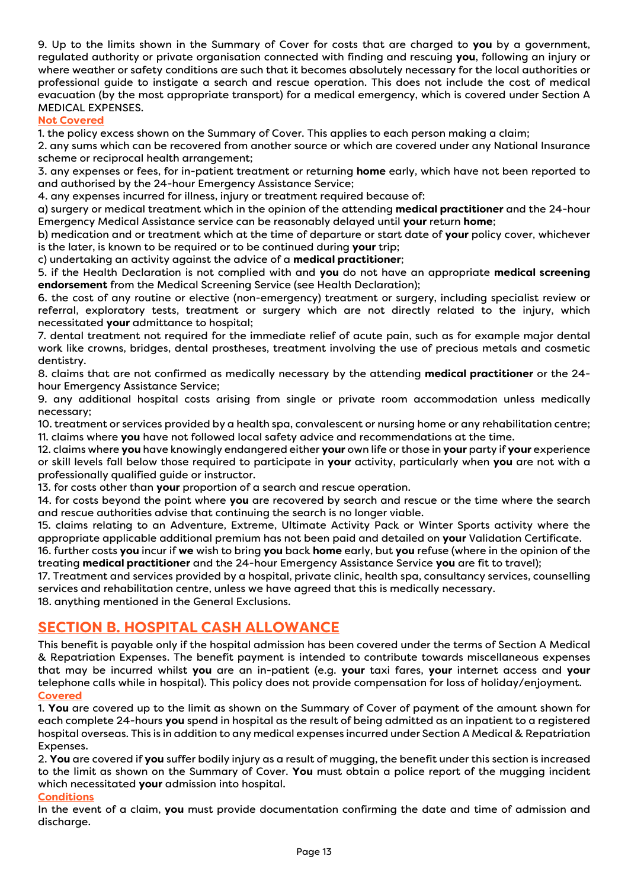9. Up to the limits shown in the Summary of Cover for costs that are charged to **you** by a government, regulated authority or private organisation connected with finding and rescuing **you**, following an injury or where weather or safety conditions are such that it becomes absolutely necessary for the local authorities or professional guide to instigate a search and rescue operation. This does not include the cost of medical evacuation (by the most appropriate transport) for a medical emergency, which is covered under Section A MEDICAL EXPENSES.

**Not Covered**

1. the policy excess shown on the Summary of Cover. This applies to each person making a claim;
2. any sums which can be recovered from another source or which are covered under any National Insurance scheme or reciprocal health arrangement;
3. any expenses or fees, for in-patient treatment or returning **home** early, which have not been reported to and authorised by the 24-hour Emergency Assistance Service;
4. any expenses incurred for illness, injury or treatment required because of:
   a) surgery or medical treatment which in the opinion of the attending **medical practitioner** and the 24-hour Emergency Medical Assistance service can be reasonably delayed until **your** return **home**;
   b) medication and or treatment which at the time of departure or start date of **your** policy cover, whichever is the later, is known to be required or to be continued during **your** trip;
   c) undertaking an activity against the advice of a **medical practitioner**;
5. if the Health Declaration is not complied with and **you** do not have an appropriate **medical screening endorsement** from the Medical Screening Service (see Health Declaration);
6. the cost of any routine or elective (non-emergency) treatment or surgery, including specialist review or referral, exploratory tests, treatment or surgery which are not directly related to the injury, which necessitated **your** admittance to hospital;
7. dental treatment not required for the immediate relief of acute pain, such as for example major dental work like crowns, bridges, dental prostheses, treatment involving the use of precious metals and cosmetic dentistry.
8. claims that are not confirmed as medically necessary by the attending **medical practitioner** or the 24-hour Emergency Assistance Service;
9. any additional hospital costs arising from single or private room accommodation unless medically necessary;
10. treatment or services provided by a health spa, convalescent or nursing home or any rehabilitation centre;
11. claims where **you** have not followed local safety advice and recommendations at the time.
12. claims where **you** have knowingly endangered either **your** own life or those in **your** party if **your** experience or skill levels fall below those required to participate in **your** activity, particularly when **you** are not with a professionally qualified guide or instructor.
13. for costs other than **your** proportion of a search and rescue operation.
14. for costs beyond the point where **you** are recovered by search and rescue or the time where the search and rescue authorities advise that continuing the search is no longer viable.
15. claims relating to an Adventure, Extreme, Ultimate Activity Pack or Winter Sports activity where the appropriate applicable additional premium has not been paid and detailed on **your** Validation Certificate.
16. further costs **you** incur if **we** wish to bring **you** back **home** early, but **you** refuse (where in the opinion of the treating **medical practitioner** and the 24-hour Emergency Assistance Service **you** are fit to travel);
17. Treatment and services provided by a hospital, private clinic, health spa, consultancy services, counselling services and rehabilitation centre, unless we have agreed that this is medically necessary.
18. anything mentioned in the General Exclusions.

## SECTION B. HOSPITAL CASH ALLOWANCE

This benefit is payable only if the hospital admission has been covered under the terms of Section A Medical & Repatriation Expenses. The benefit payment is intended to contribute towards miscellaneous expenses that may be incurred whilst **you** are an in-patient (e.g. **your** taxi fares, **your** internet access and **your** telephone calls while in hospital). This policy does not provide compensation for loss of holiday/enjoyment.

**Covered**

1. **You** are covered up to the limit as shown on the Summary of Cover of payment of the amount shown for each complete 24-hours **you** spend in hospital as the result of being admitted as an inpatient to a registered hospital overseas. This is in addition to any medical expenses incurred under Section A Medical & Repatriation Expenses.
2. **You** are covered if **you** suffer bodily injury as a result of mugging, the benefit under this section is increased to the limit as shown on the Summary of Cover. **You** must obtain a police report of the mugging incident which necessitated **your** admission into hospital.

**Conditions**

In the event of a claim, **you** must provide documentation confirming the date and time of admission and discharge.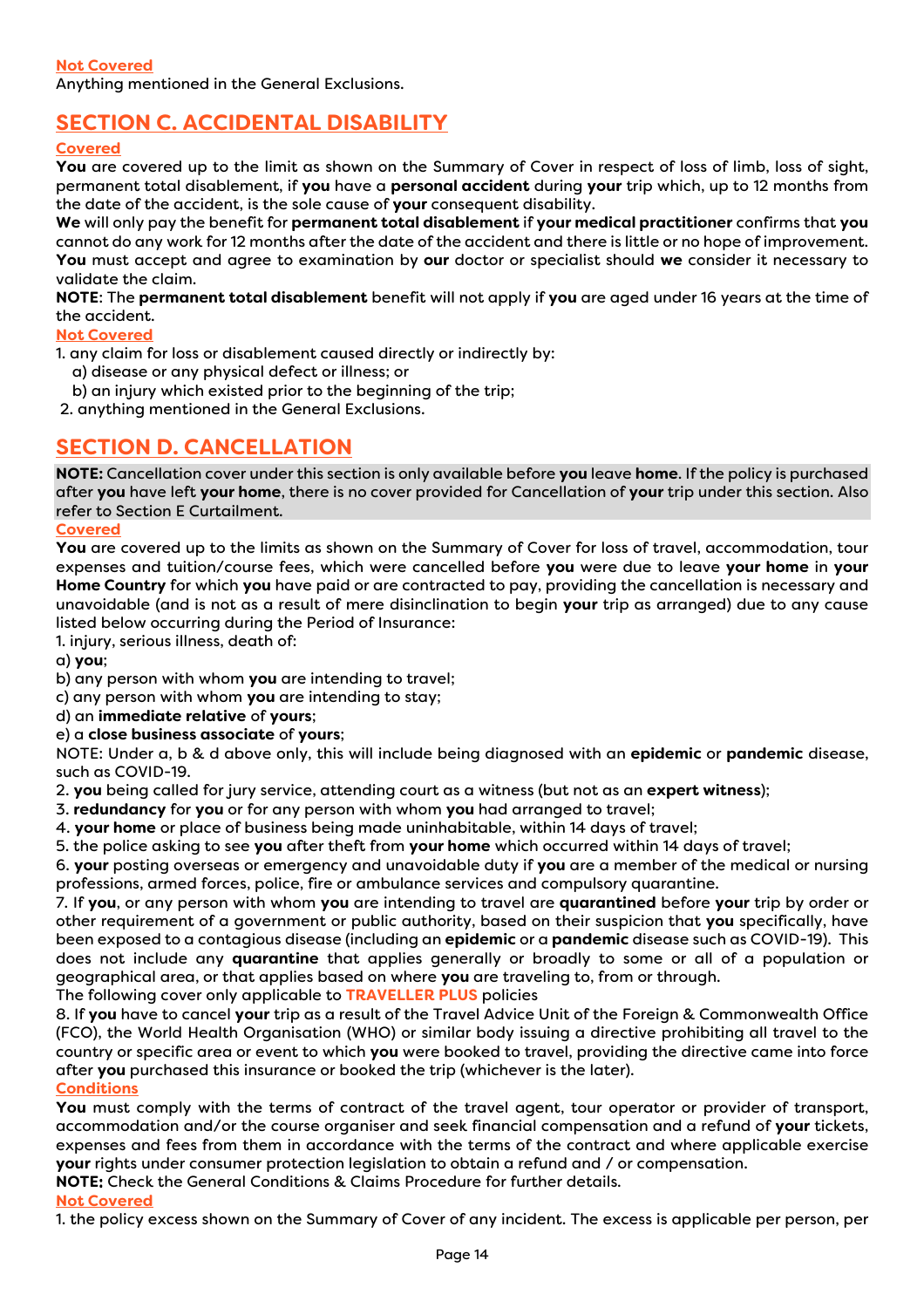**Not Covered**

Anything mentioned in the General Exclusions.

## SECTION C. ACCIDENTAL DISABILITY

**Covered**

**You** are covered up to the limit as shown on the Summary of Cover in respect of loss of limb, loss of sight, permanent total disablement, if **you** have a **personal accident** during **your** trip which, up to 12 months from the date of the accident, is the sole cause of **your** consequent disability.

**We** will only pay the benefit for **permanent total disablement** if **your medical practitioner** confirms that **you** cannot do any work for 12 months after the date of the accident and there is little or no hope of improvement. **You** must accept and agree to examination by **our** doctor or specialist should **we** consider it necessary to validate the claim.

**NOTE**: The **permanent total disablement** benefit will not apply if **you** are aged under 16 years at the time of the accident.

**Not Covered**

1. any claim for loss or disablement caused directly or indirectly by:
   a) disease or any physical defect or illness; or
   b) an injury which existed prior to the beginning of the trip;
2. anything mentioned in the General Exclusions.

## SECTION D. CANCELLATION

**NOTE:** Cancellation cover under this section is only available before **you** leave **home**. If the policy is purchased after **you** have left **your home**, there is no cover provided for Cancellation of **your** trip under this section. Also refer to Section E Curtailment.

**Covered**

**You** are covered up to the limits as shown on the Summary of Cover for loss of travel, accommodation, tour expenses and tuition/course fees, which were cancelled before **you** were due to leave **your home** in **your Home Country** for which **you** have paid or are contracted to pay, providing the cancellation is necessary and unavoidable (and is not as a result of mere disinclination to begin **your** trip as arranged) due to any cause listed below occurring during the Period of Insurance:

1. injury, serious illness, death of:

a) **you**;
b) any person with whom **you** are intending to travel;
c) any person with whom **you** are intending to stay;
d) an **immediate relative** of **yours**;
e) a **close business associate** of **yours**;

NOTE: Under a, b & d above only, this will include being diagnosed with an **epidemic** or **pandemic** disease, such as COVID-19.

2. **you** being called for jury service, attending court as a witness (but not as an **expert witness**);
3. **redundancy** for **you** or for any person with whom **you** had arranged to travel;
4. **your home** or place of business being made uninhabitable, within 14 days of travel;
5. the police asking to see **you** after theft from **your home** which occurred within 14 days of travel;
6. **your** posting overseas or emergency and unavoidable duty if **you** are a member of the medical or nursing professions, armed forces, police, fire or ambulance services and compulsory quarantine.
7. If **you**, or any person with whom **you** are intending to travel are **quarantined** before **your** trip by order or other requirement of a government or public authority, based on their suspicion that **you** specifically, have been exposed to a contagious disease (including an **epidemic** or a **pandemic** disease such as COVID-19). This does not include any **quarantine** that applies generally or broadly to some or all of a population or geographical area, or that applies based on where **you** are traveling to, from or through.

The following cover only applicable to **TRAVELLER PLUS** policies

8. If **you** have to cancel **your** trip as a result of the Travel Advice Unit of the Foreign & Commonwealth Office (FCO), the World Health Organisation (WHO) or similar body issuing a directive prohibiting all travel to the country or specific area or event to which **you** were booked to travel, providing the directive came into force after **you** purchased this insurance or booked the trip (whichever is the later).

**Conditions**

**You** must comply with the terms of contract of the travel agent, tour operator or provider of transport, accommodation and/or the course organiser and seek financial compensation and a refund of **your** tickets, expenses and fees from them in accordance with the terms of the contract and where applicable exercise **your** rights under consumer protection legislation to obtain a refund and / or compensation.

**NOTE:** Check the General Conditions & Claims Procedure for further details.

**Not Covered**

1. the policy excess shown on the Summary of Cover of any incident. The excess is applicable per person, per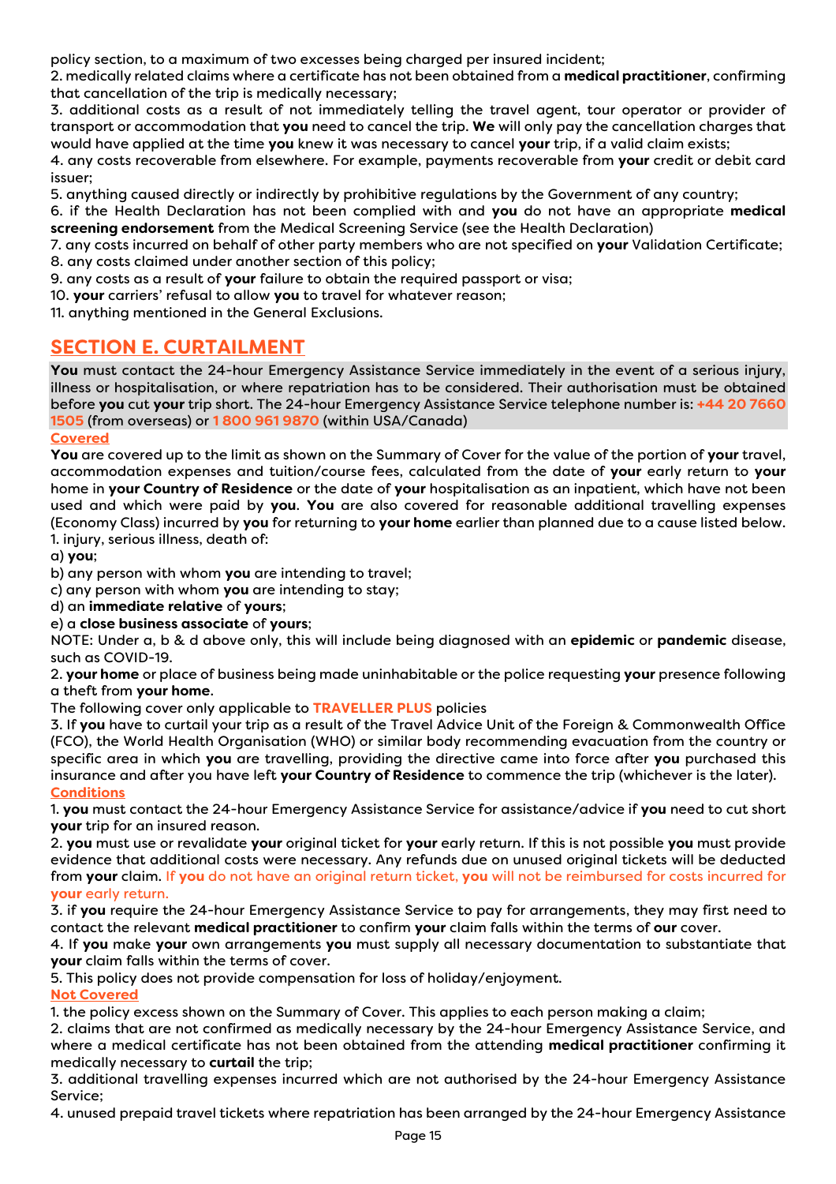policy section, to a maximum of two excesses being charged per insured incident;
2. medically related claims where a certificate has not been obtained from a **medical practitioner**, confirming that cancellation of the trip is medically necessary;
3. additional costs as a result of not immediately telling the travel agent, tour operator or provider of transport or accommodation that **you** need to cancel the trip. **We** will only pay the cancellation charges that would have applied at the time **you** knew it was necessary to cancel **your** trip, if a valid claim exists;
4. any costs recoverable from elsewhere. For example, payments recoverable from **your** credit or debit card issuer;
5. anything caused directly or indirectly by prohibitive regulations by the Government of any country;
6. if the Health Declaration has not been complied with and **you** do not have an appropriate **medical screening endorsement** from the Medical Screening Service (see the Health Declaration)
7. any costs incurred on behalf of other party members who are not specified on **your** Validation Certificate;
8. any costs claimed under another section of this policy;
9. any costs as a result of **your** failure to obtain the required passport or visa;
10. **your** carriers' refusal to allow **you** to travel for whatever reason;
11. anything mentioned in the General Exclusions.

## SECTION E. CURTAILMENT

**You** must contact the 24-hour Emergency Assistance Service immediately in the event of a serious injury, illness or hospitalisation, or where repatriation has to be considered. Their authorisation must be obtained before **you** cut **your** trip short. The 24-hour Emergency Assistance Service telephone number is: **+44 20 7660 1505** (from overseas) or **1 800 961 9870** (within USA/Canada)

### Covered

**You** are covered up to the limit as shown on the Summary of Cover for the value of the portion of **your** travel, accommodation expenses and tuition/course fees, calculated from the date of **your** early return to **your** home in **your Country of Residence** or the date of **your** hospitalisation as an inpatient, which have not been used and which were paid by **you**. **You** are also covered for reasonable additional travelling expenses (Economy Class) incurred by **you** for returning to **your home** earlier than planned due to a cause listed below.
1. injury, serious illness, death of:
a) **you**;
b) any person with whom **you** are intending to travel;
c) any person with whom **you** are intending to stay;
d) an **immediate relative** of **yours**;
e) a **close business associate** of **yours**;
NOTE: Under a, b & d above only, this will include being diagnosed with an **epidemic** or **pandemic** disease, such as COVID-19.
2. **your home** or place of business being made uninhabitable or the police requesting **your** presence following a theft from **your home**.
The following cover only applicable to **TRAVELLER PLUS** policies
3. If **you** have to curtail your trip as a result of the Travel Advice Unit of the Foreign & Commonwealth Office (FCO), the World Health Organisation (WHO) or similar body recommending evacuation from the country or specific area in which **you** are travelling, providing the directive came into force after **you** purchased this insurance and after you have left **your Country of Residence** to commence the trip (whichever is the later).

### Conditions

1. **you** must contact the 24-hour Emergency Assistance Service for assistance/advice if **you** need to cut short **your** trip for an insured reason.
2. **you** must use or revalidate **your** original ticket for **your** early return. If this is not possible **you** must provide evidence that additional costs were necessary. Any refunds due on unused original tickets will be deducted from **your** claim. If **you** do not have an original return ticket, **you** will not be reimbursed for costs incurred for **your** early return.
3. if **you** require the 24-hour Emergency Assistance Service to pay for arrangements, they may first need to contact the relevant **medical practitioner** to confirm **your** claim falls within the terms of **our** cover.
4. If **you** make **your** own arrangements **you** must supply all necessary documentation to substantiate that **your** claim falls within the terms of cover.
5. This policy does not provide compensation for loss of holiday/enjoyment.

### Not Covered

1. the policy excess shown on the Summary of Cover. This applies to each person making a claim;
2. claims that are not confirmed as medically necessary by the 24-hour Emergency Assistance Service, and where a medical certificate has not been obtained from the attending **medical practitioner** confirming it medically necessary to **curtail** the trip;
3. additional travelling expenses incurred which are not authorised by the 24-hour Emergency Assistance Service;
4. unused prepaid travel tickets where repatriation has been arranged by the 24-hour Emergency Assistance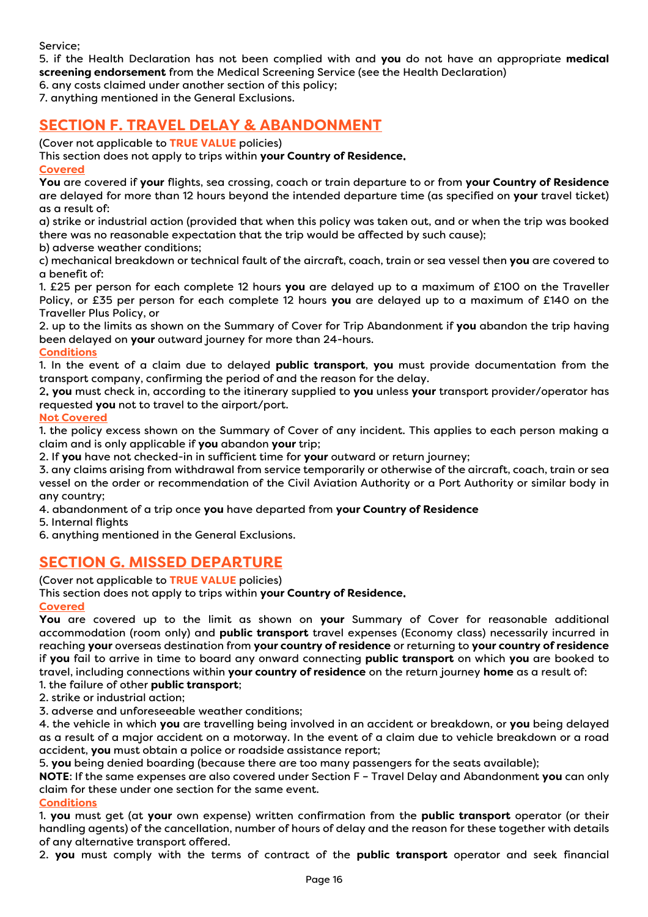Service;

5. if the Health Declaration has not been complied with and **you** do not have an appropriate **medical screening endorsement** from the Medical Screening Service (see the Health Declaration)

6. any costs claimed under another section of this policy;

7. anything mentioned in the General Exclusions.

## SECTION F. TRAVEL DELAY & ABANDONMENT

(Cover not applicable to **TRUE VALUE** policies)

This section does not apply to trips within **your Country of Residence.**

### Covered

**You** are covered if **your** flights, sea crossing, coach or train departure to or from **your Country of Residence** are delayed for more than 12 hours beyond the intended departure time (as specified on **your** travel ticket) as a result of:

a) strike or industrial action (provided that when this policy was taken out, and or when the trip was booked there was no reasonable expectation that the trip would be affected by such cause);

b) adverse weather conditions;

c) mechanical breakdown or technical fault of the aircraft, coach, train or sea vessel then **you** are covered to a benefit of:

1. £25 per person for each complete 12 hours **you** are delayed up to a maximum of £100 on the Traveller Policy, or £35 per person for each complete 12 hours **you** are delayed up to a maximum of £140 on the Traveller Plus Policy, or
2. up to the limits as shown on the Summary of Cover for Trip Abandonment if **you** abandon the trip having been delayed on **your** outward journey for more than 24-hours.

### Conditions

1. In the event of a claim due to delayed **public transport**, **you** must provide documentation from the transport company, confirming the period of and the reason for the delay.
2. **you** must check in, according to the itinerary supplied to **you** unless **your** transport provider/operator has requested **you** not to travel to the airport/port.

### Not Covered

1. the policy excess shown on the Summary of Cover of any incident. This applies to each person making a claim and is only applicable if **you** abandon **your** trip;
2. If **you** have not checked-in in sufficient time for **your** outward or return journey;
3. any claims arising from withdrawal from service temporarily or otherwise of the aircraft, coach, train or sea vessel on the order or recommendation of the Civil Aviation Authority or a Port Authority or similar body in any country;
4. abandonment of a trip once **you** have departed from **your Country of Residence**
5. Internal flights
6. anything mentioned in the General Exclusions.

## SECTION G. MISSED DEPARTURE

(Cover not applicable to **TRUE VALUE** policies)

This section does not apply to trips within **your Country of Residence.**

### Covered

**You** are covered up to the limit as shown on **your** Summary of Cover for reasonable additional accommodation (room only) and **public transport** travel expenses (Economy class) necessarily incurred in reaching **your** overseas destination from **your country of residence** or returning to **your country of residence** if **you** fail to arrive in time to board any onward connecting **public transport** on which **you** are booked to travel, including connections within **your country of residence** on the return journey **home** as a result of:

1. the failure of other **public transport**;
2. strike or industrial action;
3. adverse and unforeseeable weather conditions;
4. the vehicle in which **you** are travelling being involved in an accident or breakdown, or **you** being delayed as a result of a major accident on a motorway. In the event of a claim due to vehicle breakdown or a road accident, **you** must obtain a police or roadside assistance report;
5. **you** being denied boarding (because there are too many passengers for the seats available);

**NOTE**: If the same expenses are also covered under Section F – Travel Delay and Abandonment **you** can only claim for these under one section for the same event.

### Conditions

1. **you** must get (at **your** own expense) written confirmation from the **public transport** operator (or their handling agents) of the cancellation, number of hours of delay and the reason for these together with details of any alternative transport offered.
2. **you** must comply with the terms of contract of the **public transport** operator and seek financial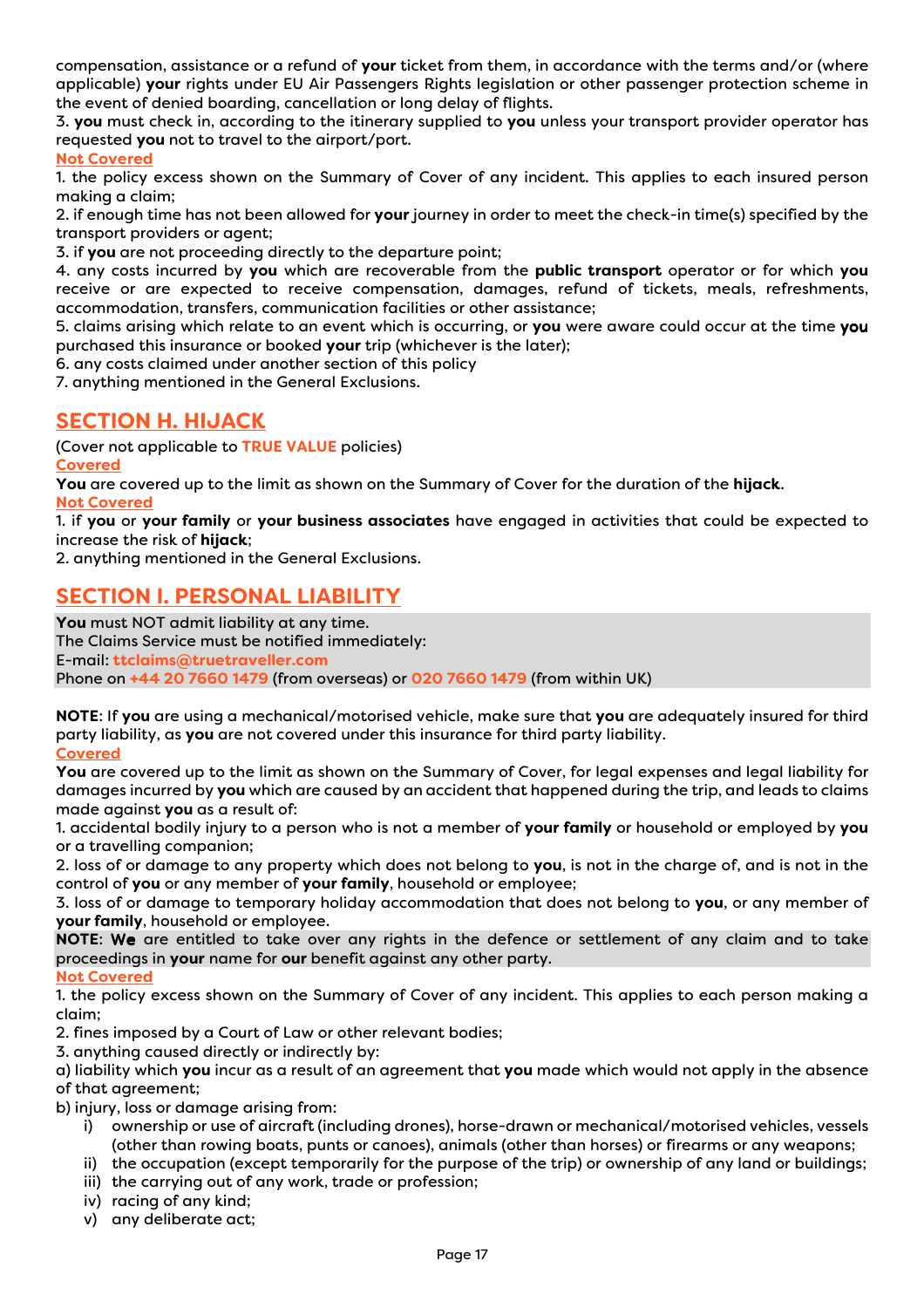compensation, assistance or a refund of **your** ticket from them, in accordance with the terms and/or (where applicable) **your** rights under EU Air Passengers Rights legislation or other passenger protection scheme in the event of denied boarding, cancellation or long delay of flights.
3. **you** must check in, according to the itinerary supplied to **you** unless your transport provider operator has requested **you** not to travel to the airport/port.

**Not Covered**

1. the policy excess shown on the Summary of Cover of any incident. This applies to each insured person making a claim;
2. if enough time has not been allowed for **your** journey in order to meet the check-in time(s) specified by the transport providers or agent;
3. if **you** are not proceeding directly to the departure point;
4. any costs incurred by **you** which are recoverable from the **public transport** operator or for which **you** receive or are expected to receive compensation, damages, refund of tickets, meals, refreshments, accommodation, transfers, communication facilities or other assistance;
5. claims arising which relate to an event which is occurring, or **you** were aware could occur at the time **you** purchased this insurance or booked **your** trip (whichever is the later);
6. any costs claimed under another section of this policy
7. anything mentioned in the General Exclusions.

## SECTION H. HIJACK

(Cover not applicable to **TRUE VALUE** policies)

**Covered**

**You** are covered up to the limit as shown on the Summary of Cover for the duration of the **hijack**.

**Not Covered**

1. if **you** or **your family** or **your business associates** have engaged in activities that could be expected to increase the risk of **hijack**;
2. anything mentioned in the General Exclusions.

## SECTION I. PERSONAL LIABILITY

**You** must NOT admit liability at any time.
The Claims Service must be notified immediately:
E-mail: **ttclaims@truetraveller.com**
Phone on **+44 20 7660 1479** (from overseas) or **020 7660 1479** (from within UK)

**NOTE**: If **you** are using a mechanical/motorised vehicle, make sure that **you** are adequately insured for third party liability, as **you** are not covered under this insurance for third party liability.

**Covered**

**You** are covered up to the limit as shown on the Summary of Cover, for legal expenses and legal liability for damages incurred by **you** which are caused by an accident that happened during the trip, and leads to claims made against **you** as a result of:

1. accidental bodily injury to a person who is not a member of **your family** or household or employed by **you** or a travelling companion;
2. loss of or damage to any property which does not belong to **you**, is not in the charge of, and is not in the control of **you** or any member of **your family**, household or employee;
3. loss of or damage to temporary holiday accommodation that does not belong to **you**, or any member of **your family**, household or employee.

**NOTE**: **We** are entitled to take over any rights in the defence or settlement of any claim and to take proceedings in **your** name for **our** benefit against any other party.

**Not Covered**

1. the policy excess shown on the Summary of Cover of any incident. This applies to each person making a claim;
2. fines imposed by a Court of Law or other relevant bodies;
3. anything caused directly or indirectly by:

a) liability which **you** incur as a result of an agreement that **you** made which would not apply in the absence of that agreement;

b) injury, loss or damage arising from:

   i) ownership or use of aircraft (including drones), horse-drawn or mechanical/motorised vehicles, vessels (other than rowing boats, punts or canoes), animals (other than horses) or firearms or any weapons;
   ii) the occupation (except temporarily for the purpose of the trip) or ownership of any land or buildings;
   iii) the carrying out of any work, trade or profession;
   iv) racing of any kind;
   v) any deliberate act;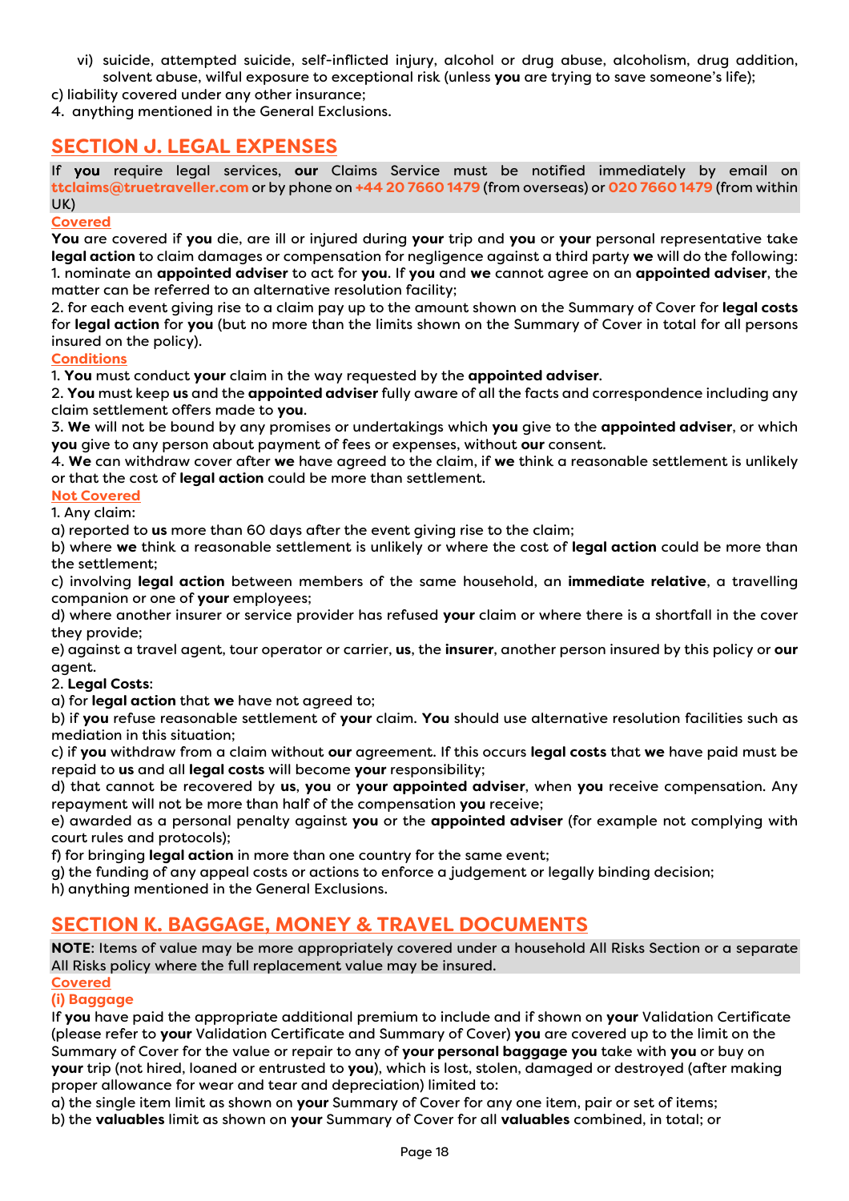vi) suicide, attempted suicide, self-inflicted injury, alcohol or drug abuse, alcoholism, drug addition, solvent abuse, wilful exposure to exceptional risk (unless **you** are trying to save someone's life);

c) liability covered under any other insurance;

4. anything mentioned in the General Exclusions.

## SECTION J. LEGAL EXPENSES

If **you** require legal services, **our** Claims Service must be notified immediately by email on ttclaims@truetraveller.com or by phone on +44 20 7660 1479 (from overseas) or 020 7660 1479 (from within UK)

### Covered

**You** are covered if **you** die, are ill or injured during **your** trip and **you** or **your** personal representative take **legal action** to claim damages or compensation for negligence against a third party **we** will do the following:

1. nominate an **appointed adviser** to act for **you**. If **you** and **we** cannot agree on an **appointed adviser**, the matter can be referred to an alternative resolution facility;
2. for each event giving rise to a claim pay up to the amount shown on the Summary of Cover for **legal costs** for **legal action** for **you** (but no more than the limits shown on the Summary of Cover in total for all persons insured on the policy).

### Conditions

1. **You** must conduct **your** claim in the way requested by the **appointed adviser**.
2. **You** must keep **us** and the **appointed adviser** fully aware of all the facts and correspondence including any claim settlement offers made to **you**.
3. **We** will not be bound by any promises or undertakings which **you** give to the **appointed adviser**, or which **you** give to any person about payment of fees or expenses, without **our** consent.
4. **We** can withdraw cover after **we** have agreed to the claim, if **we** think a reasonable settlement is unlikely or that the cost of **legal action** could be more than settlement.

### Not Covered

1. Any claim:

a) reported to **us** more than 60 days after the event giving rise to the claim;

b) where **we** think a reasonable settlement is unlikely or where the cost of **legal action** could be more than the settlement;

c) involving **legal action** between members of the same household, an **immediate relative**, a travelling companion or one of **your** employees;

d) where another insurer or service provider has refused **your** claim or where there is a shortfall in the cover they provide;

e) against a travel agent, tour operator or carrier, **us**, the **insurer**, another person insured by this policy or **our** agent.

2. **Legal Costs**:

a) for **legal action** that **we** have not agreed to;

b) if **you** refuse reasonable settlement of **your** claim. **You** should use alternative resolution facilities such as mediation in this situation;

c) if **you** withdraw from a claim without **our** agreement. If this occurs **legal costs** that **we** have paid must be repaid to **us** and all **legal costs** will become **your** responsibility;

d) that cannot be recovered by **us**, **you** or **your appointed adviser**, when **you** receive compensation. Any repayment will not be more than half of the compensation **you** receive;

e) awarded as a personal penalty against **you** or the **appointed adviser** (for example not complying with court rules and protocols);

f) for bringing **legal action** in more than one country for the same event;

g) the funding of any appeal costs or actions to enforce a judgement or legally binding decision;

h) anything mentioned in the General Exclusions.

## SECTION K. BAGGAGE, MONEY & TRAVEL DOCUMENTS

**NOTE**: Items of value may be more appropriately covered under a household All Risks Section or a separate All Risks policy where the full replacement value may be insured.

### Covered

#### (i) Baggage

If **you** have paid the appropriate additional premium to include and if shown on **your** Validation Certificate (please refer to **your** Validation Certificate and Summary of Cover) **you** are covered up to the limit on the Summary of Cover for the value or repair to any of **your personal baggage you** take with **you** or buy on **your** trip (not hired, loaned or entrusted to **you**), which is lost, stolen, damaged or destroyed (after making proper allowance for wear and tear and depreciation) limited to:

a) the single item limit as shown on **your** Summary of Cover for any one item, pair or set of items;

b) the **valuables** limit as shown on **your** Summary of Cover for all **valuables** combined, in total; or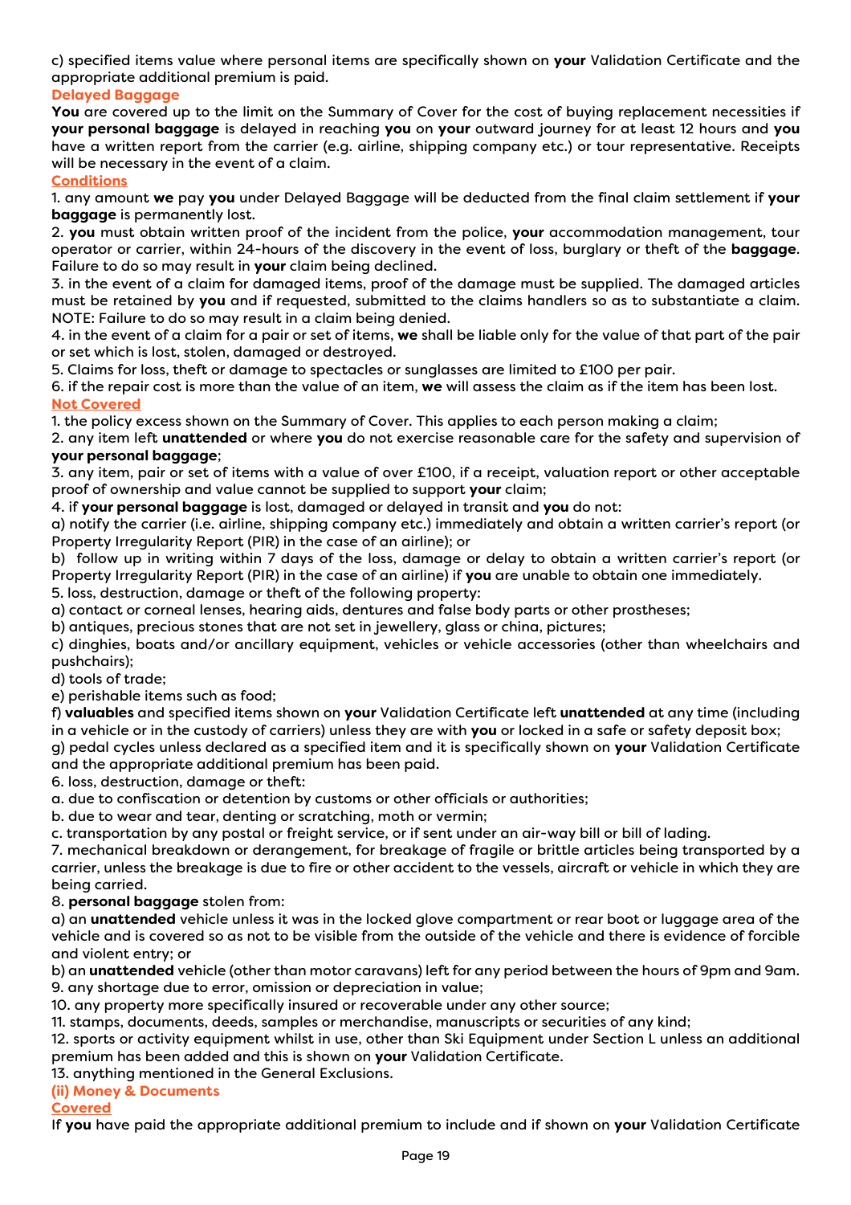c) specified items value where personal items are specifically shown on **your** Validation Certificate and the appropriate additional premium is paid.

### Delayed Baggage

**You** are covered up to the limit on the Summary of Cover for the cost of buying replacement necessities if **your personal baggage** is delayed in reaching **you** on **your** outward journey for at least 12 hours and **you** have a written report from the carrier (e.g. airline, shipping company etc.) or tour representative. Receipts will be necessary in the event of a claim.

### Conditions

1. any amount **we** pay **you** under Delayed Baggage will be deducted from the final claim settlement if **your baggage** is permanently lost.
2. **you** must obtain written proof of the incident from the police, **your** accommodation management, tour operator or carrier, within 24-hours of the discovery in the event of loss, burglary or theft of the **baggage**. Failure to do so may result in **your** claim being declined.
3. in the event of a claim for damaged items, proof of the damage must be supplied. The damaged articles must be retained by **you** and if requested, submitted to the claims handlers so as to substantiate a claim. NOTE: Failure to do so may result in a claim being denied.
4. in the event of a claim for a pair or set of items, **we** shall be liable only for the value of that part of the pair or set which is lost, stolen, damaged or destroyed.
5. Claims for loss, theft or damage to spectacles or sunglasses are limited to £100 per pair.
6. if the repair cost is more than the value of an item, **we** will assess the claim as if the item has been lost.

### Not Covered

1. the policy excess shown on the Summary of Cover. This applies to each person making a claim;
2. any item left **unattended** or where **you** do not exercise reasonable care for the safety and supervision of **your personal baggage**;
3. any item, pair or set of items with a value of over £100, if a receipt, valuation report or other acceptable proof of ownership and value cannot be supplied to support **your** claim;
4. if **your personal baggage** is lost, damaged or delayed in transit and **you** do not:
   a) notify the carrier (i.e. airline, shipping company etc.) immediately and obtain a written carrier's report (or Property Irregularity Report (PIR) in the case of an airline); or
   b) follow up in writing within 7 days of the loss, damage or delay to obtain a written carrier's report (or Property Irregularity Report (PIR) in the case of an airline) if **you** are unable to obtain one immediately.
5. loss, destruction, damage or theft of the following property:
   a) contact or corneal lenses, hearing aids, dentures and false body parts or other prostheses;
   b) antiques, precious stones that are not set in jewellery, glass or china, pictures;
   c) dinghies, boats and/or ancillary equipment, vehicles or vehicle accessories (other than wheelchairs and pushchairs);
   d) tools of trade;
   e) perishable items such as food;
   f) **valuables** and specified items shown on **your** Validation Certificate left **unattended** at any time (including in a vehicle or in the custody of carriers) unless they are with **you** or locked in a safe or safety deposit box;
   g) pedal cycles unless declared as a specified item and it is specifically shown on **your** Validation Certificate and the appropriate additional premium has been paid.
6. loss, destruction, damage or theft:
   a. due to confiscation or detention by customs or other officials or authorities;
   b. due to wear and tear, denting or scratching, moth or vermin;
   c. transportation by any postal or freight service, or if sent under an air-way bill or bill of lading.
7. mechanical breakdown or derangement, for breakage of fragile or brittle articles being transported by a carrier, unless the breakage is due to fire or other accident to the vessels, aircraft or vehicle in which they are being carried.
8. **personal baggage** stolen from:
   a) an **unattended** vehicle unless it was in the locked glove compartment or rear boot or luggage area of the vehicle and is covered so as not to be visible from the outside of the vehicle and there is evidence of forcible and violent entry; or
   b) an **unattended** vehicle (other than motor caravans) left for any period between the hours of 9pm and 9am.
9. any shortage due to error, omission or depreciation in value;
10. any property more specifically insured or recoverable under any other source;
11. stamps, documents, deeds, samples or merchandise, manuscripts or securities of any kind;
12. sports or activity equipment whilst in use, other than Ski Equipment under Section L unless an additional premium has been added and this is shown on **your** Validation Certificate.
13. anything mentioned in the General Exclusions.

### (ii) Money & Documents

### Covered

If **you** have paid the appropriate additional premium to include and if shown on **your** Validation Certificate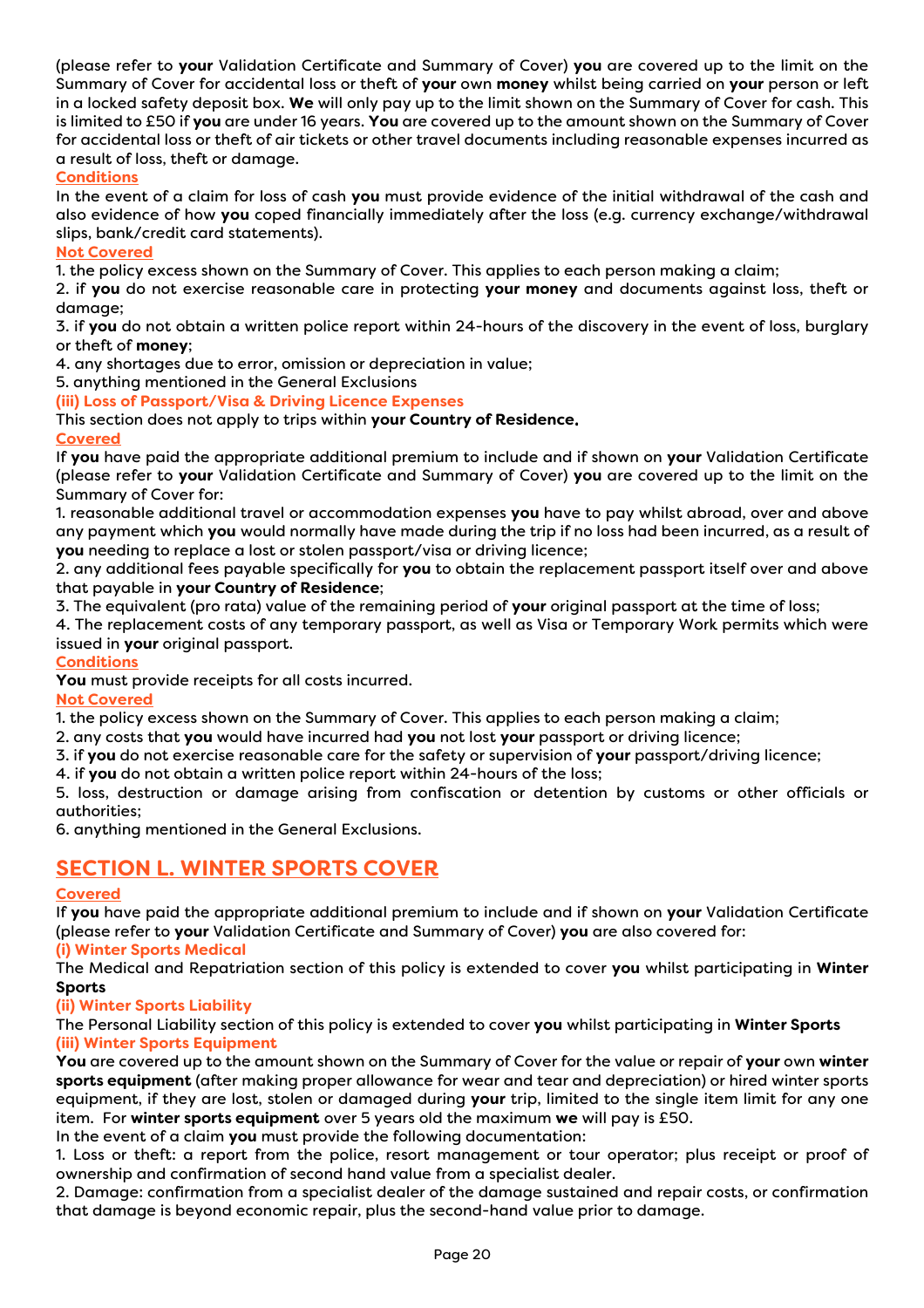(please refer to **your** Validation Certificate and Summary of Cover) **you** are covered up to the limit on the Summary of Cover for accidental loss or theft of **your** own **money** whilst being carried on **your** person or left in a locked safety deposit box. **We** will only pay up to the limit shown on the Summary of Cover for cash. This is limited to £50 if **you** are under 16 years. **You** are covered up to the amount shown on the Summary of Cover for accidental loss or theft of air tickets or other travel documents including reasonable expenses incurred as a result of loss, theft or damage.

**Conditions**

In the event of a claim for loss of cash **you** must provide evidence of the initial withdrawal of the cash and also evidence of how **you** coped financially immediately after the loss (e.g. currency exchange/withdrawal slips, bank/credit card statements).

**Not Covered**

1. the policy excess shown on the Summary of Cover. This applies to each person making a claim;
2. if **you** do not exercise reasonable care in protecting **your money** and documents against loss, theft or damage;
3. if **you** do not obtain a written police report within 24-hours of the discovery in the event of loss, burglary or theft of **money**;
4. any shortages due to error, omission or depreciation in value;
5. anything mentioned in the General Exclusions

**(iii) Loss of Passport/Visa & Driving Licence Expenses**

This section does not apply to trips within **your Country of Residence.**

**Covered**

If **you** have paid the appropriate additional premium to include and if shown on **your** Validation Certificate (please refer to **your** Validation Certificate and Summary of Cover) **you** are covered up to the limit on the Summary of Cover for:

1. reasonable additional travel or accommodation expenses **you** have to pay whilst abroad, over and above any payment which **you** would normally have made during the trip if no loss had been incurred, as a result of **you** needing to replace a lost or stolen passport/visa or driving licence;
2. any additional fees payable specifically for **you** to obtain the replacement passport itself over and above that payable in **your Country of Residence**;
3. The equivalent (pro rata) value of the remaining period of **your** original passport at the time of loss;
4. The replacement costs of any temporary passport, as well as Visa or Temporary Work permits which were issued in **your** original passport.

**Conditions**

**You** must provide receipts for all costs incurred.

**Not Covered**

1. the policy excess shown on the Summary of Cover. This applies to each person making a claim;
2. any costs that **you** would have incurred had **you** not lost **your** passport or driving licence;
3. if **you** do not exercise reasonable care for the safety or supervision of **your** passport/driving licence;
4. if **you** do not obtain a written police report within 24-hours of the loss;
5. loss, destruction or damage arising from confiscation or detention by customs or other officials or authorities;
6. anything mentioned in the General Exclusions.

## SECTION L. WINTER SPORTS COVER

**Covered**

If **you** have paid the appropriate additional premium to include and if shown on **your** Validation Certificate (please refer to **your** Validation Certificate and Summary of Cover) **you** are also covered for:

**(i) Winter Sports Medical**

The Medical and Repatriation section of this policy is extended to cover **you** whilst participating in **Winter Sports**

**(ii) Winter Sports Liability**

The Personal Liability section of this policy is extended to cover **you** whilst participating in **Winter Sports**

**(iii) Winter Sports Equipment**

**You** are covered up to the amount shown on the Summary of Cover for the value or repair of **your** own **winter sports equipment** (after making proper allowance for wear and tear and depreciation) or hired winter sports equipment, if they are lost, stolen or damaged during **your** trip, limited to the single item limit for any one item. For **winter sports equipment** over 5 years old the maximum **we** will pay is £50.

In the event of a claim **you** must provide the following documentation:

1. Loss or theft: a report from the police, resort management or tour operator; plus receipt or proof of ownership and confirmation of second hand value from a specialist dealer.
2. Damage: confirmation from a specialist dealer of the damage sustained and repair costs, or confirmation that damage is beyond economic repair, plus the second-hand value prior to damage.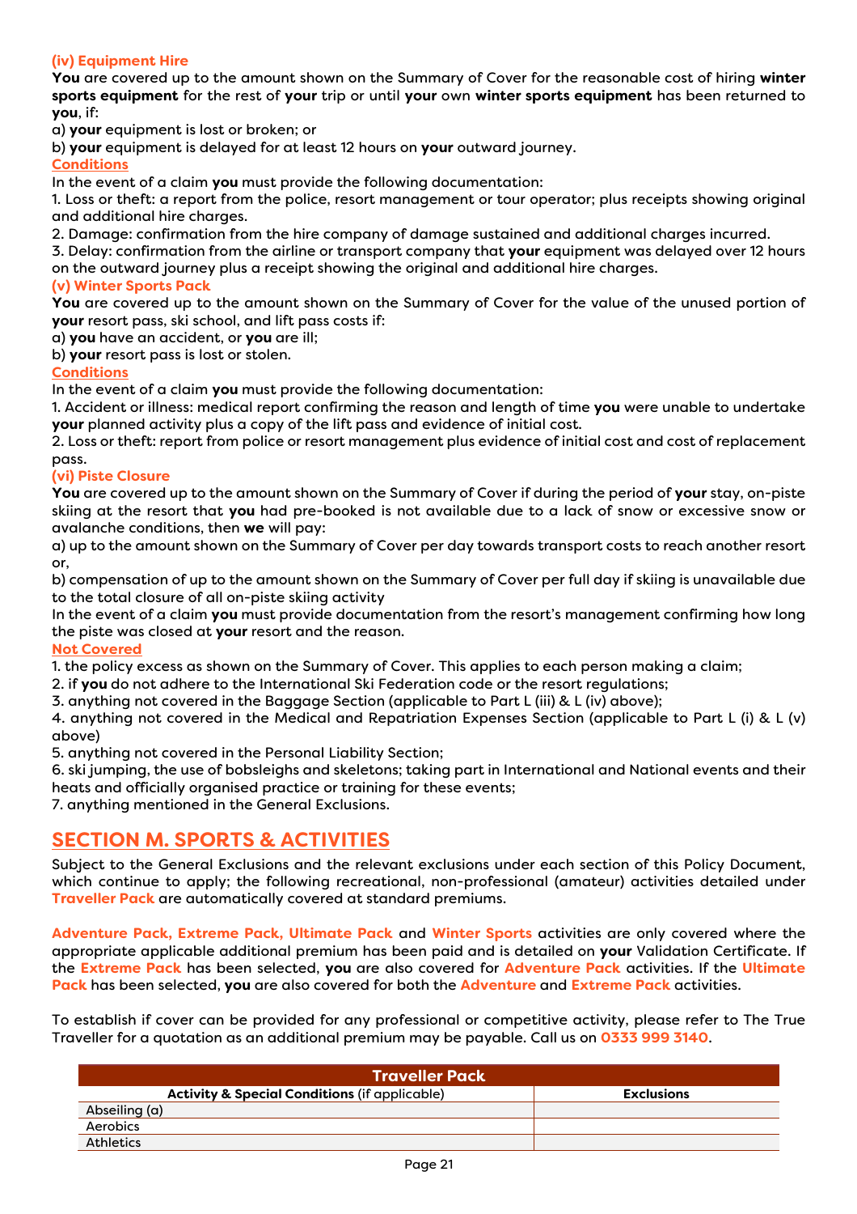### (iv) Equipment Hire

**You** are covered up to the amount shown on the Summary of Cover for the reasonable cost of hiring **winter sports equipment** for the rest of **your** trip or until **your** own **winter sports equipment** has been returned to **you**, if:

a) **your** equipment is lost or broken; or

b) **your** equipment is delayed for at least 12 hours on **your** outward journey.

**Conditions**

In the event of a claim **you** must provide the following documentation:

1. Loss or theft: a report from the police, resort management or tour operator; plus receipts showing original and additional hire charges.
2. Damage: confirmation from the hire company of damage sustained and additional charges incurred.
3. Delay: confirmation from the airline or transport company that **your** equipment was delayed over 12 hours on the outward journey plus a receipt showing the original and additional hire charges.

### (v) Winter Sports Pack

**You** are covered up to the amount shown on the Summary of Cover for the value of the unused portion of **your** resort pass, ski school, and lift pass costs if:

a) **you** have an accident, or **you** are ill;

b) **your** resort pass is lost or stolen.

**Conditions**

In the event of a claim **you** must provide the following documentation:

1. Accident or illness: medical report confirming the reason and length of time **you** were unable to undertake **your** planned activity plus a copy of the lift pass and evidence of initial cost.
2. Loss or theft: report from police or resort management plus evidence of initial cost and cost of replacement pass.

### (vi) Piste Closure

**You** are covered up to the amount shown on the Summary of Cover if during the period of **your** stay, on-piste skiing at the resort that **you** had pre-booked is not available due to a lack of snow or excessive snow or avalanche conditions, then **we** will pay:

a) up to the amount shown on the Summary of Cover per day towards transport costs to reach another resort or,

b) compensation of up to the amount shown on the Summary of Cover per full day if skiing is unavailable due to the total closure of all on-piste skiing activity

In the event of a claim **you** must provide documentation from the resort's management confirming how long the piste was closed at **your** resort and the reason.

**Not Covered**

1. the policy excess as shown on the Summary of Cover. This applies to each person making a claim;
2. if **you** do not adhere to the International Ski Federation code or the resort regulations;
3. anything not covered in the Baggage Section (applicable to Part L (iii) & L (iv) above);
4. anything not covered in the Medical and Repatriation Expenses Section (applicable to Part L (i) & L (v) above)
5. anything not covered in the Personal Liability Section;
6. ski jumping, the use of bobsleighs and skeletons; taking part in International and National events and their heats and officially organised practice or training for these events;
7. anything mentioned in the General Exclusions.

## SECTION M. SPORTS & ACTIVITIES

Subject to the General Exclusions and the relevant exclusions under each section of this Policy Document, which continue to apply; the following recreational, non-professional (amateur) activities detailed under **Traveller Pack** are automatically covered at standard premiums.

**Adventure Pack, Extreme Pack, Ultimate Pack** and **Winter Sports** activities are only covered where the appropriate applicable additional premium has been paid and is detailed on **your** Validation Certificate. If the **Extreme Pack** has been selected, **you** are also covered for **Adventure Pack** activities. If the **Ultimate Pack** has been selected, **you** are also covered for both the **Adventure** and **Extreme Pack** activities.

To establish if cover can be provided for any professional or competitive activity, please refer to The True Traveller for a quotation as an additional premium may be payable. Call us on **0333 999 3140**.

| **Traveller Pack** | |
|---|---|
| **Activity & Special Conditions** (if applicable) | **Exclusions** |
| Abseiling (a) | |
| Aerobics | |
| Athletics | |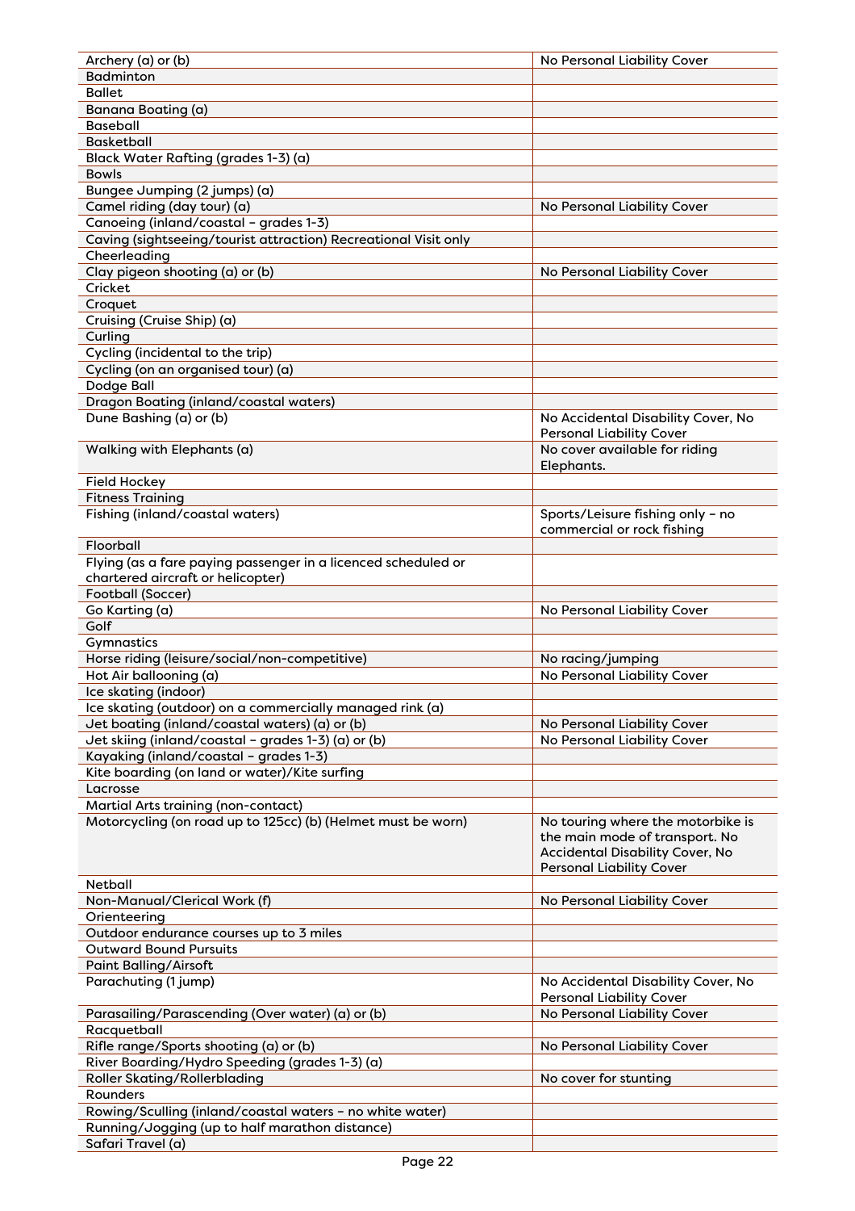| Activity | Conditions |
|---|---|
| Archery (a) or (b) | No Personal Liability Cover |
| Badminton | |
| Ballet | |
| Banana Boating (a) | |
| Baseball | |
| Basketball | |
| Black Water Rafting (grades 1-3) (a) | |
| Bowls | |
| Bungee Jumping (2 jumps) (a) | |
| Camel riding (day tour) (a) | No Personal Liability Cover |
| Canoeing (inland/coastal – grades 1-3) | |
| Caving (sightseeing/tourist attraction) Recreational Visit only | |
| Cheerleading | |
| Clay pigeon shooting (a) or (b) | No Personal Liability Cover |
| Cricket | |
| Croquet | |
| Cruising (Cruise Ship) (a) | |
| Curling | |
| Cycling (incidental to the trip) | |
| Cycling (on an organised tour) (a) | |
| Dodge Ball | |
| Dragon Boating (inland/coastal waters) | |
| Dune Bashing (a) or (b) | No Accidental Disability Cover, No Personal Liability Cover |
| Walking with Elephants (a) | No cover available for riding Elephants. |
| Field Hockey | |
| Fitness Training | |
| Fishing (inland/coastal waters) | Sports/Leisure fishing only – no commercial or rock fishing |
| Floorball | |
| Flying (as a fare paying passenger in a licenced scheduled or chartered aircraft or helicopter) | |
| Football (Soccer) | |
| Go Karting (a) | No Personal Liability Cover |
| Golf | |
| Gymnastics | |
| Horse riding (leisure/social/non-competitive) | No racing/jumping |
| Hot Air ballooning (a) | No Personal Liability Cover |
| Ice skating (indoor) | |
| Ice skating (outdoor) on a commercially managed rink (a) | |
| Jet boating (inland/coastal waters) (a) or (b) | No Personal Liability Cover |
| Jet skiing (inland/coastal – grades 1-3) (a) or (b) | No Personal Liability Cover |
| Kayaking (inland/coastal – grades 1-3) | |
| Kite boarding (on land or water)/Kite surfing | |
| Lacrosse | |
| Martial Arts training (non-contact) | |
| Motorcycling (on road up to 125cc) (b) (Helmet must be worn) | No touring where the motorbike is the main mode of transport. No Accidental Disability Cover, No Personal Liability Cover |
| Netball | |
| Non-Manual/Clerical Work (f) | No Personal Liability Cover |
| Orienteering | |
| Outdoor endurance courses up to 3 miles | |
| Outward Bound Pursuits | |
| Paint Balling/Airsoft | |
| Parachuting (1 jump) | No Accidental Disability Cover, No Personal Liability Cover |
| Parasailing/Parascending (Over water) (a) or (b) | No Personal Liability Cover |
| Racquetball | |
| Rifle range/Sports shooting (a) or (b) | No Personal Liability Cover |
| River Boarding/Hydro Speeding (grades 1-3) (a) | |
| Roller Skating/Rollerblading | No cover for stunting |
| Rounders | |
| Rowing/Sculling (inland/coastal waters – no white water) | |
| Running/Jogging (up to half marathon distance) | |
| Safari Travel (a) | |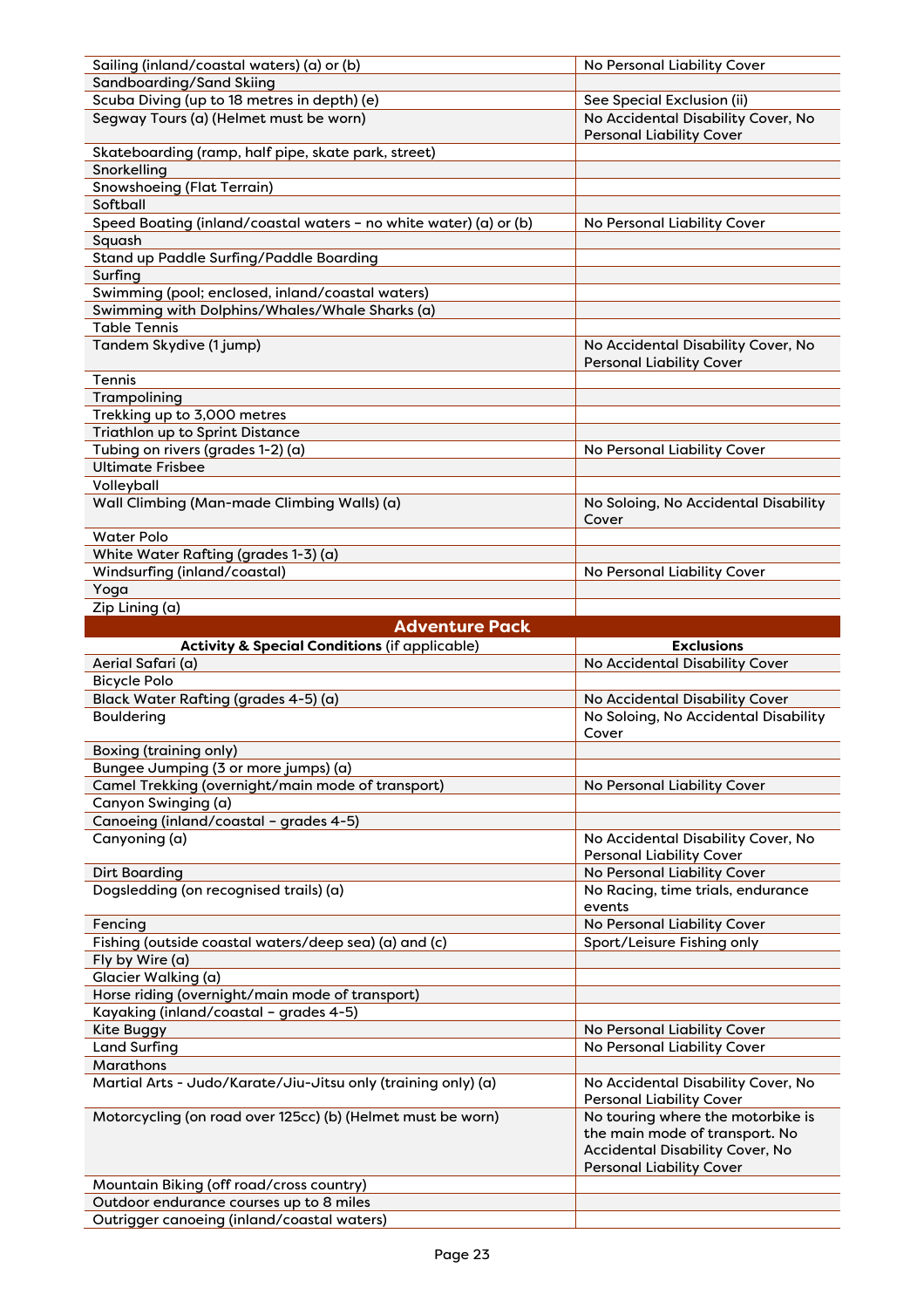| | |
|---|---|
| Sailing (inland/coastal waters) (a) or (b) | No Personal Liability Cover |
| Sandboarding/Sand Skiing | |
| Scuba Diving (up to 18 metres in depth) (e) | See Special Exclusion (ii) |
| Segway Tours (a) (Helmet must be worn) | No Accidental Disability Cover, No Personal Liability Cover |
| Skateboarding (ramp, half pipe, skate park, street) | |
| Snorkelling | |
| Snowshoeing (Flat Terrain) | |
| Softball | |
| Speed Boating (inland/coastal waters – no white water) (a) or (b) | No Personal Liability Cover |
| Squash | |
| Stand up Paddle Surfing/Paddle Boarding | |
| Surfing | |
| Swimming (pool; enclosed, inland/coastal waters) | |
| Swimming with Dolphins/Whales/Whale Sharks (a) | |
| Table Tennis | |
| Tandem Skydive (1 jump) | No Accidental Disability Cover, No Personal Liability Cover |
| Tennis | |
| Trampolining | |
| Trekking up to 3,000 metres | |
| Triathlon up to Sprint Distance | |
| Tubing on rivers (grades 1-2) (a) | No Personal Liability Cover |
| Ultimate Frisbee | |
| Volleyball | |
| Wall Climbing (Man-made Climbing Walls) (a) | No Soloing, No Accidental Disability Cover |
| Water Polo | |
| White Water Rafting (grades 1-3) (a) | |
| Windsurfing (inland/coastal) | No Personal Liability Cover |
| Yoga | |
| Zip Lining (a) | |

## Adventure Pack

| **Activity & Special Conditions** (if applicable) | **Exclusions** |
|---|---|
| Aerial Safari (a) | No Accidental Disability Cover |
| Bicycle Polo | |
| Black Water Rafting (grades 4-5) (a) | No Accidental Disability Cover |
| Bouldering | No Soloing, No Accidental Disability Cover |
| Boxing (training only) | |
| Bungee Jumping (3 or more jumps) (a) | |
| Camel Trekking (overnight/main mode of transport) | No Personal Liability Cover |
| Canyon Swinging (a) | |
| Canoeing (inland/coastal – grades 4-5) | |
| Canyoning (a) | No Accidental Disability Cover, No Personal Liability Cover |
| Dirt Boarding | No Personal Liability Cover |
| Dogsledding (on recognised trails) (a) | No Racing, time trials, endurance events |
| Fencing | No Personal Liability Cover |
| Fishing (outside coastal waters/deep sea) (a) and (c) | Sport/Leisure Fishing only |
| Fly by Wire (a) | |
| Glacier Walking (a) | |
| Horse riding (overnight/main mode of transport) | |
| Kayaking (inland/coastal – grades 4-5) | |
| Kite Buggy | No Personal Liability Cover |
| Land Surfing | No Personal Liability Cover |
| Marathons | |
| Martial Arts - Judo/Karate/Jiu-Jitsu only (training only) (a) | No Accidental Disability Cover, No Personal Liability Cover |
| Motorcycling (on road over 125cc) (b) (Helmet must be worn) | No touring where the motorbike is the main mode of transport. No Accidental Disability Cover, No Personal Liability Cover |
| Mountain Biking (off road/cross country) | |
| Outdoor endurance courses up to 8 miles | |
| Outrigger canoeing (inland/coastal waters) | |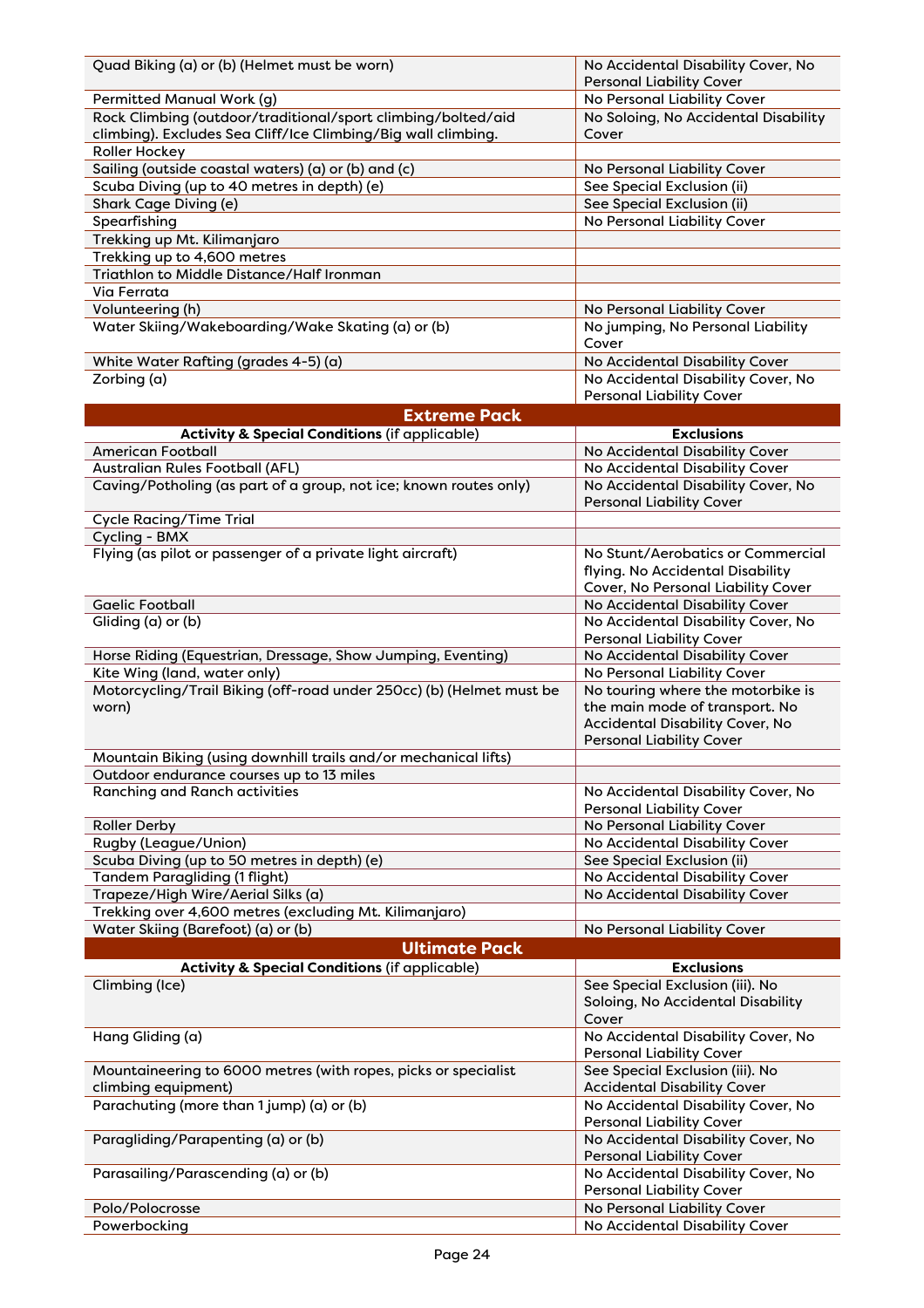| | |
|---|---|
| Quad Biking (a) or (b) (Helmet must be worn) | No Accidental Disability Cover, No Personal Liability Cover |
| Permitted Manual Work (g) | No Personal Liability Cover |
| Rock Climbing (outdoor/traditional/sport climbing/bolted/aid climbing). Excludes Sea Cliff/Ice Climbing/Big wall climbing. | No Soloing, No Accidental Disability Cover |
| Roller Hockey | |
| Sailing (outside coastal waters) (a) or (b) and (c) | No Personal Liability Cover |
| Scuba Diving (up to 40 metres in depth) (e) | See Special Exclusion (ii) |
| Shark Cage Diving (e) | See Special Exclusion (ii) |
| Spearfishing | No Personal Liability Cover |
| Trekking up Mt. Kilimanjaro | |
| Trekking up to 4,600 metres | |
| Triathlon to Middle Distance/Half Ironman | |
| Via Ferrata | |
| Volunteering (h) | No Personal Liability Cover |
| Water Skiing/Wakeboarding/Wake Skating (a) or (b) | No jumping, No Personal Liability Cover |
| White Water Rafting (grades 4-5) (a) | No Accidental Disability Cover |
| Zorbing (a) | No Accidental Disability Cover, No Personal Liability Cover |

## Extreme Pack

| **Activity & Special Conditions** (if applicable) | **Exclusions** |
|---|---|
| American Football | No Accidental Disability Cover |
| Australian Rules Football (AFL) | No Accidental Disability Cover |
| Caving/Potholing (as part of a group, not ice; known routes only) | No Accidental Disability Cover, No Personal Liability Cover |
| Cycle Racing/Time Trial | |
| Cycling - BMX | |
| Flying (as pilot or passenger of a private light aircraft) | No Stunt/Aerobatics or Commercial flying. No Accidental Disability Cover, No Personal Liability Cover |
| Gaelic Football | No Accidental Disability Cover |
| Gliding (a) or (b) | No Accidental Disability Cover, No Personal Liability Cover |
| Horse Riding (Equestrian, Dressage, Show Jumping, Eventing) | No Accidental Disability Cover |
| Kite Wing (land, water only) | No Personal Liability Cover |
| Motorcycling/Trail Biking (off-road under 250cc) (b) (Helmet must be worn) | No touring where the motorbike is the main mode of transport. No Accidental Disability Cover, No Personal Liability Cover |
| Mountain Biking (using downhill trails and/or mechanical lifts) | |
| Outdoor endurance courses up to 13 miles | |
| Ranching and Ranch activities | No Accidental Disability Cover, No Personal Liability Cover |
| Roller Derby | No Personal Liability Cover |
| Rugby (League/Union) | No Accidental Disability Cover |
| Scuba Diving (up to 50 metres in depth) (e) | See Special Exclusion (ii) |
| Tandem Paragliding (1 flight) | No Accidental Disability Cover |
| Trapeze/High Wire/Aerial Silks (a) | No Accidental Disability Cover |
| Trekking over 4,600 metres (excluding Mt. Kilimanjaro) | |
| Water Skiing (Barefoot) (a) or (b) | No Personal Liability Cover |

## Ultimate Pack

| **Activity & Special Conditions** (if applicable) | **Exclusions** |
|---|---|
| Climbing (Ice) | See Special Exclusion (iii). No Soloing, No Accidental Disability Cover |
| Hang Gliding (a) | No Accidental Disability Cover, No Personal Liability Cover |
| Mountaineering to 6000 metres (with ropes, picks or specialist climbing equipment) | See Special Exclusion (iii). No Accidental Disability Cover |
| Parachuting (more than 1 jump) (a) or (b) | No Accidental Disability Cover, No Personal Liability Cover |
| Paragliding/Parapenting (a) or (b) | No Accidental Disability Cover, No Personal Liability Cover |
| Parasailing/Parascending (a) or (b) | No Accidental Disability Cover, No Personal Liability Cover |
| Polo/Polocrosse | No Personal Liability Cover |
| Powerbocking | No Accidental Disability Cover |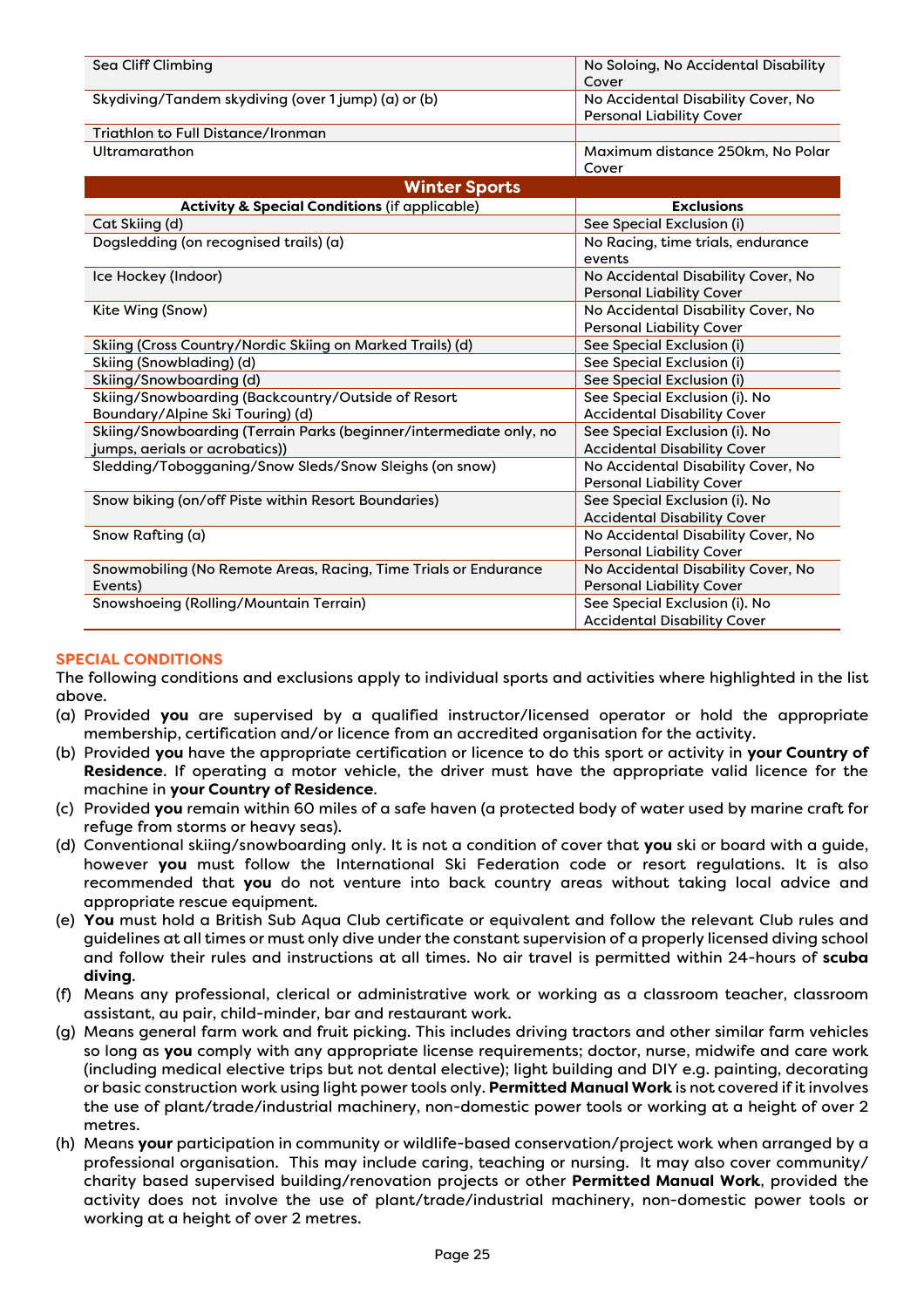| | |
|---|---|
| Sea Cliff Climbing | No Soloing, No Accidental Disability Cover |
| Skydiving/Tandem skydiving (over 1 jump) (a) or (b) | No Accidental Disability Cover, No Personal Liability Cover |
| Triathlon to Full Distance/Ironman | |
| Ultramarathon | Maximum distance 250km, No Polar Cover |

**Winter Sports**

| **Activity & Special Conditions** (if applicable) | **Exclusions** |
|---|---|
| Cat Skiing (d) | See Special Exclusion (i) |
| Dogsledding (on recognised trails) (a) | No Racing, time trials, endurance events |
| Ice Hockey (Indoor) | No Accidental Disability Cover, No Personal Liability Cover |
| Kite Wing (Snow) | No Accidental Disability Cover, No Personal Liability Cover |
| Skiing (Cross Country/Nordic Skiing on Marked Trails) (d) | See Special Exclusion (i) |
| Skiing (Snowblading) (d) | See Special Exclusion (i) |
| Skiing/Snowboarding (d) | See Special Exclusion (i) |
| Skiing/Snowboarding (Backcountry/Outside of Resort Boundary/Alpine Ski Touring) (d) | See Special Exclusion (i). No Accidental Disability Cover |
| Skiing/Snowboarding (Terrain Parks (beginner/intermediate only, no jumps, aerials or acrobatics)) | See Special Exclusion (i). No Accidental Disability Cover |
| Sledding/Tobogganing/Snow Sleds/Snow Sleighs (on snow) | No Accidental Disability Cover, No Personal Liability Cover |
| Snow biking (on/off Piste within Resort Boundaries) | See Special Exclusion (i). No Accidental Disability Cover |
| Snow Rafting (a) | No Accidental Disability Cover, No Personal Liability Cover |
| Snowmobiling (No Remote Areas, Racing, Time Trials or Endurance Events) | No Accidental Disability Cover, No Personal Liability Cover |
| Snowshoeing (Rolling/Mountain Terrain) | See Special Exclusion (i). No Accidental Disability Cover |

## SPECIAL CONDITIONS

The following conditions and exclusions apply to individual sports and activities where highlighted in the list above.

(a) Provided **you** are supervised by a qualified instructor/licensed operator or hold the appropriate membership, certification and/or licence from an accredited organisation for the activity.

(b) Provided **you** have the appropriate certification or licence to do this sport or activity in **your Country of Residence**. If operating a motor vehicle, the driver must have the appropriate valid licence for the machine in **your Country of Residence**.

(c) Provided **you** remain within 60 miles of a safe haven (a protected body of water used by marine craft for refuge from storms or heavy seas).

(d) Conventional skiing/snowboarding only. It is not a condition of cover that **you** ski or board with a guide, however **you** must follow the International Ski Federation code or resort regulations. It is also recommended that **you** do not venture into back country areas without taking local advice and appropriate rescue equipment.

(e) **You** must hold a British Sub Aqua Club certificate or equivalent and follow the relevant Club rules and guidelines at all times or must only dive under the constant supervision of a properly licensed diving school and follow their rules and instructions at all times. No air travel is permitted within 24-hours of **scuba diving**.

(f) Means any professional, clerical or administrative work or working as a classroom teacher, classroom assistant, au pair, child-minder, bar and restaurant work.

(g) Means general farm work and fruit picking. This includes driving tractors and other similar farm vehicles so long as **you** comply with any appropriate license requirements; doctor, nurse, midwife and care work (including medical elective trips but not dental elective); light building and DIY e.g. painting, decorating or basic construction work using light power tools only. **Permitted Manual Work** is not covered if it involves the use of plant/trade/industrial machinery, non-domestic power tools or working at a height of over 2 metres.

(h) Means **your** participation in community or wildlife-based conservation/project work when arranged by a professional organisation. This may include caring, teaching or nursing. It may also cover community/ charity based supervised building/renovation projects or other **Permitted Manual Work**, provided the activity does not involve the use of plant/trade/industrial machinery, non-domestic power tools or working at a height of over 2 metres.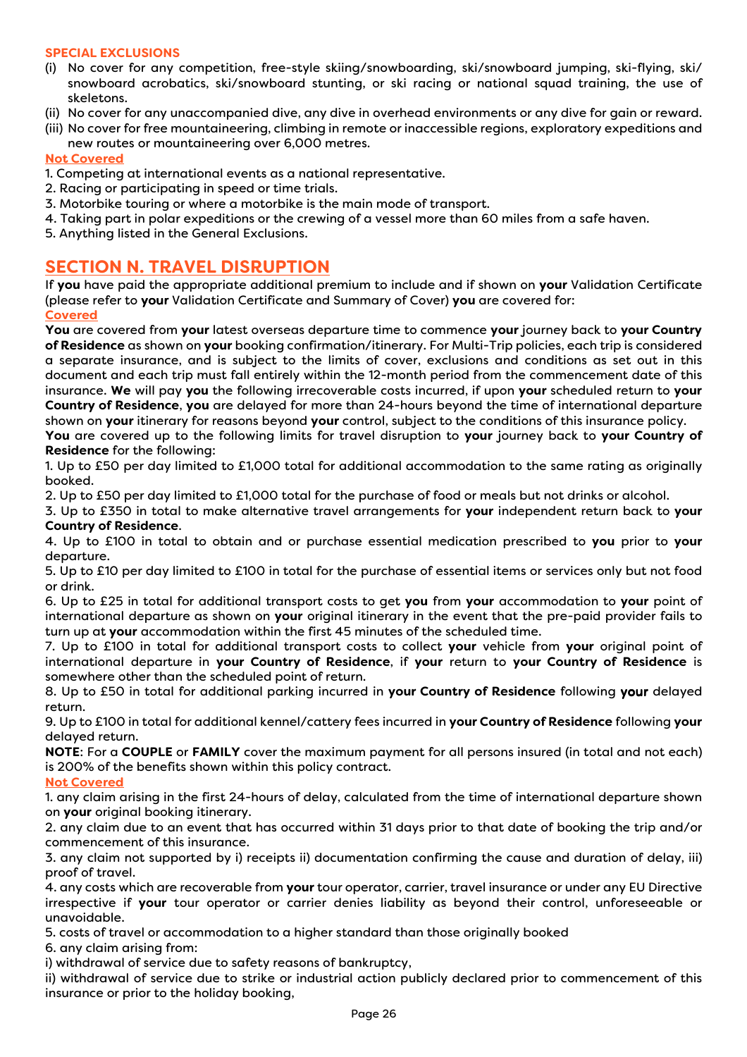**SPECIAL EXCLUSIONS**

(i) No cover for any competition, free-style skiing/snowboarding, ski/snowboard jumping, ski-flying, ski/ snowboard acrobatics, ski/snowboard stunting, or ski racing or national squad training, the use of skeletons.

(ii) No cover for any unaccompanied dive, any dive in overhead environments or any dive for gain or reward.

(iii) No cover for free mountaineering, climbing in remote or inaccessible regions, exploratory expeditions and new routes or mountaineering over 6,000 metres.

**Not Covered**

1. Competing at international events as a national representative.
2. Racing or participating in speed or time trials.
3. Motorbike touring or where a motorbike is the main mode of transport.
4. Taking part in polar expeditions or the crewing of a vessel more than 60 miles from a safe haven.
5. Anything listed in the General Exclusions.

## SECTION N. TRAVEL DISRUPTION

If **you** have paid the appropriate additional premium to include and if shown on **your** Validation Certificate (please refer to **your** Validation Certificate and Summary of Cover) **you** are covered for:

**Covered**

**You** are covered from **your** latest overseas departure time to commence **your** journey back to **your Country of Residence** as shown on **your** booking confirmation/itinerary. For Multi-Trip policies, each trip is considered a separate insurance, and is subject to the limits of cover, exclusions and conditions as set out in this document and each trip must fall entirely within the 12-month period from the commencement date of this insurance. **We** will pay **you** the following irrecoverable costs incurred, if upon **your** scheduled return to **your Country of Residence**, **you** are delayed for more than 24-hours beyond the time of international departure shown on **your** itinerary for reasons beyond **your** control, subject to the conditions of this insurance policy.

**You** are covered up to the following limits for travel disruption to **your** journey back to **your Country of Residence** for the following:

1. Up to £50 per day limited to £1,000 total for additional accommodation to the same rating as originally booked.
2. Up to £50 per day limited to £1,000 total for the purchase of food or meals but not drinks or alcohol.
3. Up to £350 in total to make alternative travel arrangements for **your** independent return back to **your Country of Residence**.
4. Up to £100 in total to obtain and or purchase essential medication prescribed to **you** prior to **your** departure.
5. Up to £10 per day limited to £100 in total for the purchase of essential items or services only but not food or drink.
6. Up to £25 in total for additional transport costs to get **you** from **your** accommodation to **your** point of international departure as shown on **your** original itinerary in the event that the pre-paid provider fails to turn up at **your** accommodation within the first 45 minutes of the scheduled time.
7. Up to £100 in total for additional transport costs to collect **your** vehicle from **your** original point of international departure in **your Country of Residence**, if **your** return to **your Country of Residence** is somewhere other than the scheduled point of return.
8. Up to £50 in total for additional parking incurred in **your Country of Residence** following **your** delayed return.
9. Up to £100 in total for additional kennel/cattery fees incurred in **your Country of Residence** following **your** delayed return.

**NOTE**: For a **COUPLE** or **FAMILY** cover the maximum payment for all persons insured (in total and not each) is 200% of the benefits shown within this policy contract.

**Not Covered**

1. any claim arising in the first 24-hours of delay, calculated from the time of international departure shown on **your** original booking itinerary.
2. any claim due to an event that has occurred within 31 days prior to that date of booking the trip and/or commencement of this insurance.
3. any claim not supported by i) receipts ii) documentation confirming the cause and duration of delay, iii) proof of travel.
4. any costs which are recoverable from **your** tour operator, carrier, travel insurance or under any EU Directive irrespective if **your** tour operator or carrier denies liability as beyond their control, unforeseeable or unavoidable.
5. costs of travel or accommodation to a higher standard than those originally booked
6. any claim arising from:

i) withdrawal of service due to safety reasons of bankruptcy,

ii) withdrawal of service due to strike or industrial action publicly declared prior to commencement of this insurance or prior to the holiday booking,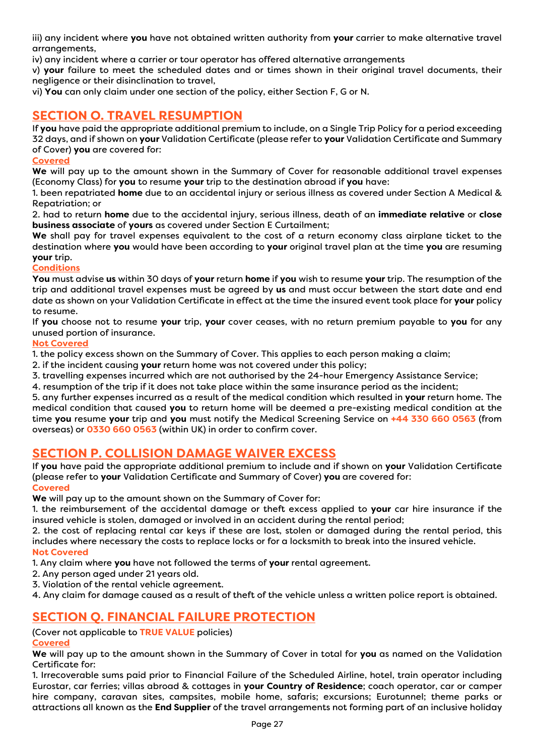iii) any incident where **you** have not obtained written authority from **your** carrier to make alternative travel arrangements,

iv) any incident where a carrier or tour operator has offered alternative arrangements

v) **your** failure to meet the scheduled dates and or times shown in their original travel documents, their negligence or their disinclination to travel,

vi) **You** can only claim under one section of the policy, either Section F, G or N.

## SECTION O. TRAVEL RESUMPTION

If **you** have paid the appropriate additional premium to include, on a Single Trip Policy for a period exceeding 32 days, and if shown on **your** Validation Certificate (please refer to **your** Validation Certificate and Summary of Cover) **you** are covered for:

**Covered**

**We** will pay up to the amount shown in the Summary of Cover for reasonable additional travel expenses (Economy Class) for **you** to resume **your** trip to the destination abroad if **you** have:

1. been repatriated **home** due to an accidental injury or serious illness as covered under Section A Medical & Repatriation; or
2. had to return **home** due to the accidental injury, serious illness, death of an **immediate relative** or **close business associate** of **yours** as covered under Section E Curtailment;

**We** shall pay for travel expenses equivalent to the cost of a return economy class airplane ticket to the destination where **you** would have been according to **your** original travel plan at the time **you** are resuming **your** trip.

**Conditions**

**You** must advise **us** within 30 days of **your** return **home** if **you** wish to resume **your** trip. The resumption of the trip and additional travel expenses must be agreed by **us** and must occur between the start date and end date as shown on your Validation Certificate in effect at the time the insured event took place for **your** policy to resume.

If **you** choose not to resume **your** trip, **your** cover ceases, with no return premium payable to **you** for any unused portion of insurance.

**Not Covered**

1. the policy excess shown on the Summary of Cover. This applies to each person making a claim;
2. if the incident causing **your** return home was not covered under this policy;
3. travelling expenses incurred which are not authorised by the 24-hour Emergency Assistance Service;
4. resumption of the trip if it does not take place within the same insurance period as the incident;
5. any further expenses incurred as a result of the medical condition which resulted in **your** return home. The medical condition that caused **you** to return home will be deemed a pre-existing medical condition at the time **you** resume **your** trip and **you** must notify the Medical Screening Service on **+44 330 660 0563** (from overseas) or **0330 660 0563** (within UK) in order to confirm cover.

## SECTION P. COLLISION DAMAGE WAIVER EXCESS

If **you** have paid the appropriate additional premium to include and if shown on **your** Validation Certificate (please refer to **your** Validation Certificate and Summary of Cover) **you** are covered for:

**Covered**

**We** will pay up to the amount shown on the Summary of Cover for:

1. the reimbursement of the accidental damage or theft excess applied to **your** car hire insurance if the insured vehicle is stolen, damaged or involved in an accident during the rental period;
2. the cost of replacing rental car keys if these are lost, stolen or damaged during the rental period, this includes where necessary the costs to replace locks or for a locksmith to break into the insured vehicle.

**Not Covered**

1. Any claim where **you** have not followed the terms of **your** rental agreement.
2. Any person aged under 21 years old.
3. Violation of the rental vehicle agreement.
4. Any claim for damage caused as a result of theft of the vehicle unless a written police report is obtained.

## SECTION Q. FINANCIAL FAILURE PROTECTION

(Cover not applicable to **TRUE VALUE** policies)

**Covered**

**We** will pay up to the amount shown in the Summary of Cover in total for **you** as named on the Validation Certificate for:

1. Irrecoverable sums paid prior to Financial Failure of the Scheduled Airline, hotel, train operator including Eurostar, car ferries; villas abroad & cottages in **your Country of Residence**; coach operator, car or camper hire company, caravan sites, campsites, mobile home, safaris; excursions; Eurotunnel; theme parks or attractions all known as the **End Supplier** of the travel arrangements not forming part of an inclusive holiday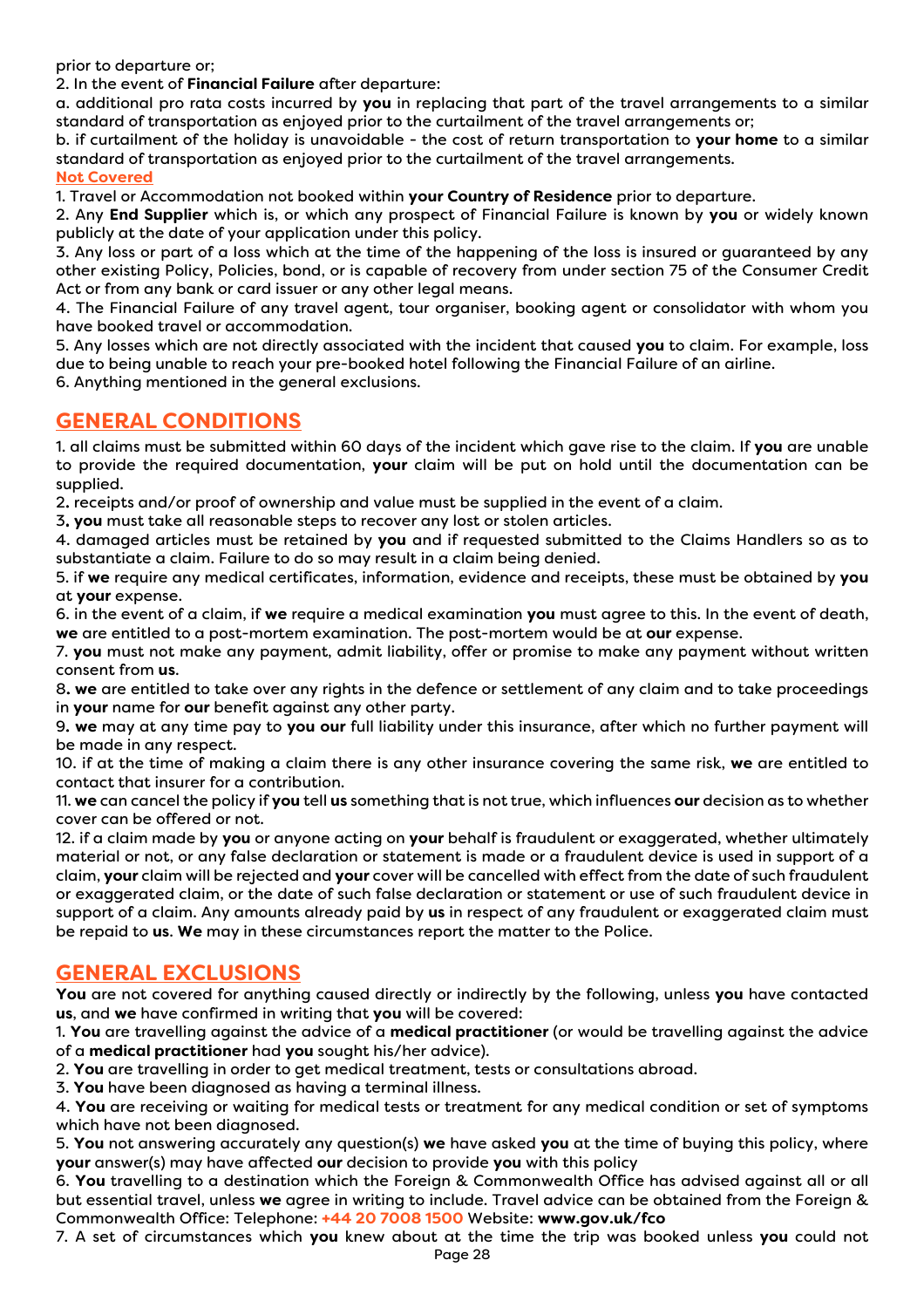prior to departure or;

2. In the event of **Financial Failure** after departure:

a. additional pro rata costs incurred by **you** in replacing that part of the travel arrangements to a similar standard of transportation as enjoyed prior to the curtailment of the travel arrangements or;

b. if curtailment of the holiday is unavoidable - the cost of return transportation to **your home** to a similar standard of transportation as enjoyed prior to the curtailment of the travel arrangements.

**Not Covered**

1. Travel or Accommodation not booked within **your Country of Residence** prior to departure.
2. Any **End Supplier** which is, or which any prospect of Financial Failure is known by **you** or widely known publicly at the date of your application under this policy.
3. Any loss or part of a loss which at the time of the happening of the loss is insured or guaranteed by any other existing Policy, Policies, bond, or is capable of recovery from under section 75 of the Consumer Credit Act or from any bank or card issuer or any other legal means.
4. The Financial Failure of any travel agent, tour organiser, booking agent or consolidator with whom you have booked travel or accommodation.
5. Any losses which are not directly associated with the incident that caused **you** to claim. For example, loss due to being unable to reach your pre-booked hotel following the Financial Failure of an airline.
6. Anything mentioned in the general exclusions.

## GENERAL CONDITIONS

1. all claims must be submitted within 60 days of the incident which gave rise to the claim. If **you** are unable to provide the required documentation, **your** claim will be put on hold until the documentation can be supplied.
2. receipts and/or proof of ownership and value must be supplied in the event of a claim.
3. **you** must take all reasonable steps to recover any lost or stolen articles.
4. damaged articles must be retained by **you** and if requested submitted to the Claims Handlers so as to substantiate a claim. Failure to do so may result in a claim being denied.
5. if **we** require any medical certificates, information, evidence and receipts, these must be obtained by **you** at **your** expense.
6. in the event of a claim, if **we** require a medical examination **you** must agree to this. In the event of death, **we** are entitled to a post-mortem examination. The post-mortem would be at **our** expense.
7. **you** must not make any payment, admit liability, offer or promise to make any payment without written consent from **us**.
8. **we** are entitled to take over any rights in the defence or settlement of any claim and to take proceedings in **your** name for **our** benefit against any other party.
9. **we** may at any time pay to **you our** full liability under this insurance, after which no further payment will be made in any respect.
10. if at the time of making a claim there is any other insurance covering the same risk, **we** are entitled to contact that insurer for a contribution.
11. **we** can cancel the policy if **you** tell **us** something that is not true, which influences **our** decision as to whether cover can be offered or not.
12. if a claim made by **you** or anyone acting on **your** behalf is fraudulent or exaggerated, whether ultimately material or not, or any false declaration or statement is made or a fraudulent device is used in support of a claim, **your** claim will be rejected and **your** cover will be cancelled with effect from the date of such fraudulent or exaggerated claim, or the date of such false declaration or statement or use of such fraudulent device in support of a claim. Any amounts already paid by **us** in respect of any fraudulent or exaggerated claim must be repaid to **us**. **We** may in these circumstances report the matter to the Police.

## GENERAL EXCLUSIONS

**You** are not covered for anything caused directly or indirectly by the following, unless **you** have contacted **us**, and **we** have confirmed in writing that **you** will be covered:

1. **You** are travelling against the advice of a **medical practitioner** (or would be travelling against the advice of a **medical practitioner** had **you** sought his/her advice).
2. **You** are travelling in order to get medical treatment, tests or consultations abroad.
3. **You** have been diagnosed as having a terminal illness.
4. **You** are receiving or waiting for medical tests or treatment for any medical condition or set of symptoms which have not been diagnosed.
5. **You** not answering accurately any question(s) **we** have asked **you** at the time of buying this policy, where **your** answer(s) may have affected **our** decision to provide **you** with this policy
6. **You** travelling to a destination which the Foreign & Commonwealth Office has advised against all or all but essential travel, unless **we** agree in writing to include. Travel advice can be obtained from the Foreign & Commonwealth Office: Telephone: **+44 20 7008 1500** Website: **www.gov.uk/fco**
7. A set of circumstances which **you** knew about at the time the trip was booked unless **you** could not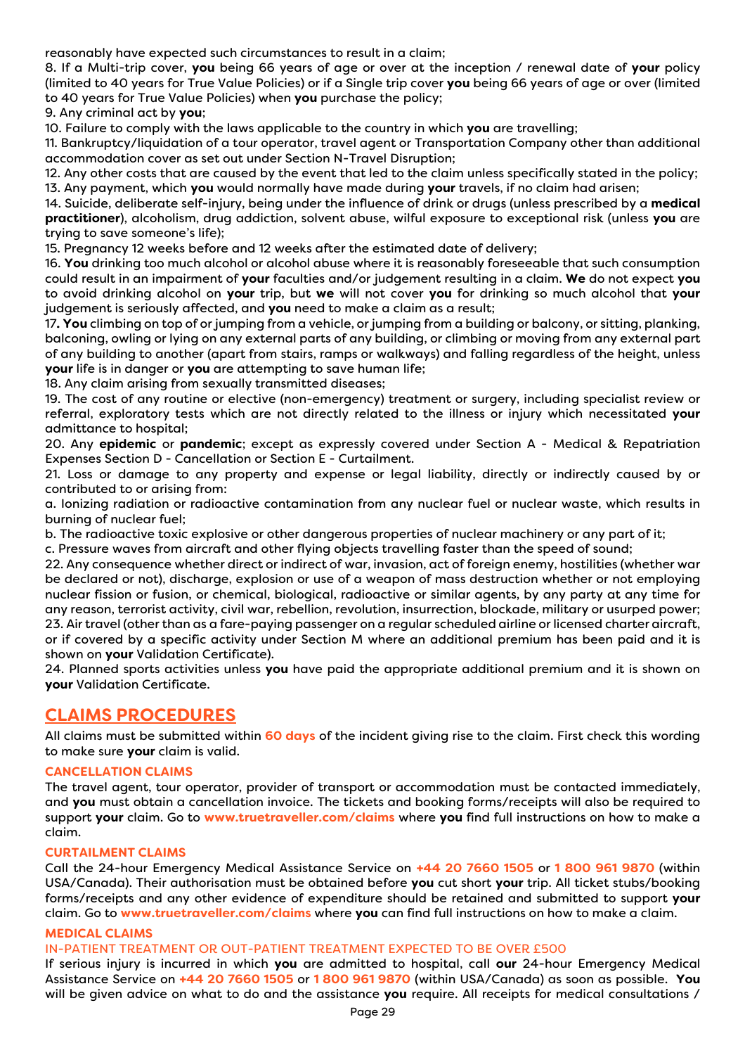reasonably have expected such circumstances to result in a claim;

8. If a Multi-trip cover, **you** being 66 years of age or over at the inception / renewal date of **your** policy (limited to 40 years for True Value Policies) or if a Single trip cover **you** being 66 years of age or over (limited to 40 years for True Value Policies) when **you** purchase the policy;

9. Any criminal act by **you**;

10. Failure to comply with the laws applicable to the country in which **you** are travelling;

11. Bankruptcy/liquidation of a tour operator, travel agent or Transportation Company other than additional accommodation cover as set out under Section N-Travel Disruption;

12. Any other costs that are caused by the event that led to the claim unless specifically stated in the policy;

13. Any payment, which **you** would normally have made during **your** travels, if no claim had arisen;

14. Suicide, deliberate self-injury, being under the influence of drink or drugs (unless prescribed by a **medical practitioner**), alcoholism, drug addiction, solvent abuse, wilful exposure to exceptional risk (unless **you** are trying to save someone's life);

15. Pregnancy 12 weeks before and 12 weeks after the estimated date of delivery;

16. **You** drinking too much alcohol or alcohol abuse where it is reasonably foreseeable that such consumption could result in an impairment of **your** faculties and/or judgement resulting in a claim. **We** do not expect **you** to avoid drinking alcohol on **your** trip, but **we** will not cover **you** for drinking so much alcohol that **your** judgement is seriously affected, and **you** need to make a claim as a result;

17**. You** climbing on top of or jumping from a vehicle, or jumping from a building or balcony, or sitting, planking, balconing, owling or lying on any external parts of any building, or climbing or moving from any external part of any building to another (apart from stairs, ramps or walkways) and falling regardless of the height, unless **your** life is in danger or **you** are attempting to save human life;

18. Any claim arising from sexually transmitted diseases;

19. The cost of any routine or elective (non-emergency) treatment or surgery, including specialist review or referral, exploratory tests which are not directly related to the illness or injury which necessitated **your** admittance to hospital;

20. Any **epidemic** or **pandemic**; except as expressly covered under Section A - Medical & Repatriation Expenses Section D - Cancellation or Section E - Curtailment.

21. Loss or damage to any property and expense or legal liability, directly or indirectly caused by or contributed to or arising from:

a. Ionizing radiation or radioactive contamination from any nuclear fuel or nuclear waste, which results in burning of nuclear fuel;

b. The radioactive toxic explosive or other dangerous properties of nuclear machinery or any part of it;

c. Pressure waves from aircraft and other flying objects travelling faster than the speed of sound;

22. Any consequence whether direct or indirect of war, invasion, act of foreign enemy, hostilities (whether war be declared or not), discharge, explosion or use of a weapon of mass destruction whether or not employing nuclear fission or fusion, or chemical, biological, radioactive or similar agents, by any party at any time for any reason, terrorist activity, civil war, rebellion, revolution, insurrection, blockade, military or usurped power;

23. Air travel (other than as a fare-paying passenger on a regular scheduled airline or licensed charter aircraft, or if covered by a specific activity under Section M where an additional premium has been paid and it is shown on **your** Validation Certificate).

24. Planned sports activities unless **you** have paid the appropriate additional premium and it is shown on **your** Validation Certificate.

## CLAIMS PROCEDURES

All claims must be submitted within **60 days** of the incident giving rise to the claim. First check this wording to make sure **your** claim is valid.

### CANCELLATION CLAIMS

The travel agent, tour operator, provider of transport or accommodation must be contacted immediately, and **you** must obtain a cancellation invoice. The tickets and booking forms/receipts will also be required to support **your** claim. Go to **www.truetraveller.com/claims** where **you** find full instructions on how to make a claim.

### CURTAILMENT CLAIMS

Call the 24-hour Emergency Medical Assistance Service on **+44 20 7660 1505** or **1 800 961 9870** (within USA/Canada). Their authorisation must be obtained before **you** cut short **your** trip. All ticket stubs/booking forms/receipts and any other evidence of expenditure should be retained and submitted to support **your** claim. Go to **www.truetraveller.com/claims** where **you** can find full instructions on how to make a claim.

### MEDICAL CLAIMS

IN-PATIENT TREATMENT OR OUT-PATIENT TREATMENT EXPECTED TO BE OVER £500

If serious injury is incurred in which **you** are admitted to hospital, call **our** 24-hour Emergency Medical Assistance Service on **+44 20 7660 1505** or **1 800 961 9870** (within USA/Canada) as soon as possible. **You** will be given advice on what to do and the assistance **you** require. All receipts for medical consultations /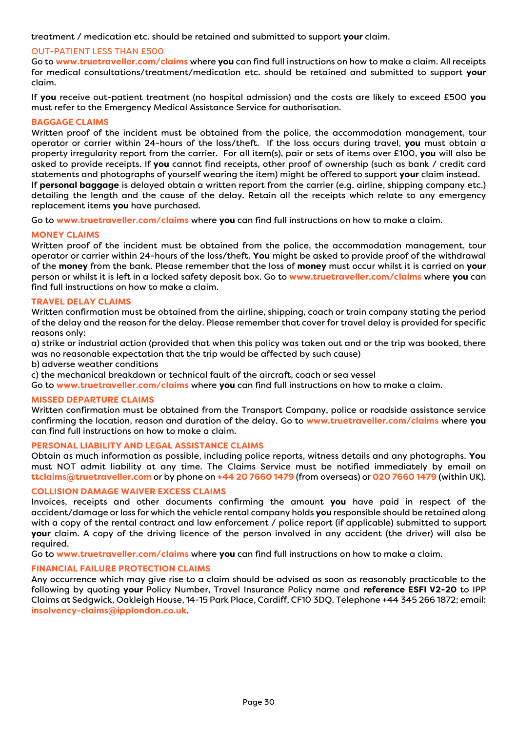treatment / medication etc. should be retained and submitted to support **your** claim.

### OUT-PATIENT LESS THAN £500

Go to **www.truetraveller.com/claims** where **you** can find full instructions on how to make a claim. All receipts for medical consultations/treatment/medication etc. should be retained and submitted to support **your** claim.

If **you** receive out-patient treatment (no hospital admission) and the costs are likely to exceed £500 **you** must refer to the Emergency Medical Assistance Service for authorisation.

### BAGGAGE CLAIMS

Written proof of the incident must be obtained from the police, the accommodation management, tour operator or carrier within 24-hours of the loss/theft. If the loss occurs during travel, **you** must obtain a property irregularity report from the carrier. For all item(s), pair or sets of items over £100, **you** will also be asked to provide receipts. If **you** cannot find receipts, other proof of ownership (such as bank / credit card statements and photographs of yourself wearing the item) might be offered to support **your** claim instead.
If **personal baggage** is delayed obtain a written report from the carrier (e.g. airline, shipping company etc.) detailing the length and the cause of the delay. Retain all the receipts which relate to any emergency replacement items **you** have purchased.

Go to **www.truetraveller.com/claims** where **you** can find full instructions on how to make a claim.

### MONEY CLAIMS

Written proof of the incident must be obtained from the police, the accommodation management, tour operator or carrier within 24-hours of the loss/theft. **You** might be asked to provide proof of the withdrawal of the **money** from the bank. Please remember that the loss of **money** must occur whilst it is carried on **your** person or whilst it is left in a locked safety deposit box. Go to **www.truetraveller.com/claims** where **you** can find full instructions on how to make a claim.

### TRAVEL DELAY CLAIMS

Written confirmation must be obtained from the airline, shipping, coach or train company stating the period of the delay and the reason for the delay. Please remember that cover for travel delay is provided for specific reasons only:
a) strike or industrial action (provided that when this policy was taken out and or the trip was booked, there was no reasonable expectation that the trip would be affected by such cause)
b) adverse weather conditions
c) the mechanical breakdown or technical fault of the aircraft, coach or sea vessel
Go to **www.truetraveller.com/claims** where **you** can find full instructions on how to make a claim.

### MISSED DEPARTURE CLAIMS

Written confirmation must be obtained from the Transport Company, police or roadside assistance service confirming the location, reason and duration of the delay. Go to **www.truetraveller.com/claims** where **you** can find full instructions on how to make a claim.

### PERSONAL LIABILITY AND LEGAL ASSISTANCE CLAIMS

Obtain as much information as possible, including police reports, witness details and any photographs. **You** must NOT admit liability at any time. The Claims Service must be notified immediately by email on **ttclaims@truetraveller.com** or by phone on **+44 20 7660 1479** (from overseas) or **020 7660 1479** (within UK).

### COLLISION DAMAGE WAIVER EXCESS CLAIMS

Invoices, receipts and other documents confirming the amount **you** have paid in respect of the accident/damage or loss for which the vehicle rental company holds **you** responsible should be retained along with a copy of the rental contract and law enforcement / police report (if applicable) submitted to support **your** claim. A copy of the driving licence of the person involved in any accident (the driver) will also be required.
Go to **www.truetraveller.com/claims** where **you** can find full instructions on how to make a claim.

### FINANCIAL FAILURE PROTECTION CLAIMS

Any occurrence which may give rise to a claim should be advised as soon as reasonably practicable to the following by quoting **your** Policy Number, Travel Insurance Policy name and **reference ESFI V2-20** to IPP Claims at Sedgwick, Oakleigh House, 14-15 Park Place, Cardiff, CF10 3DQ. Telephone +44 345 266 1872; email: **insolvency-claims@ipplondon.co.uk**.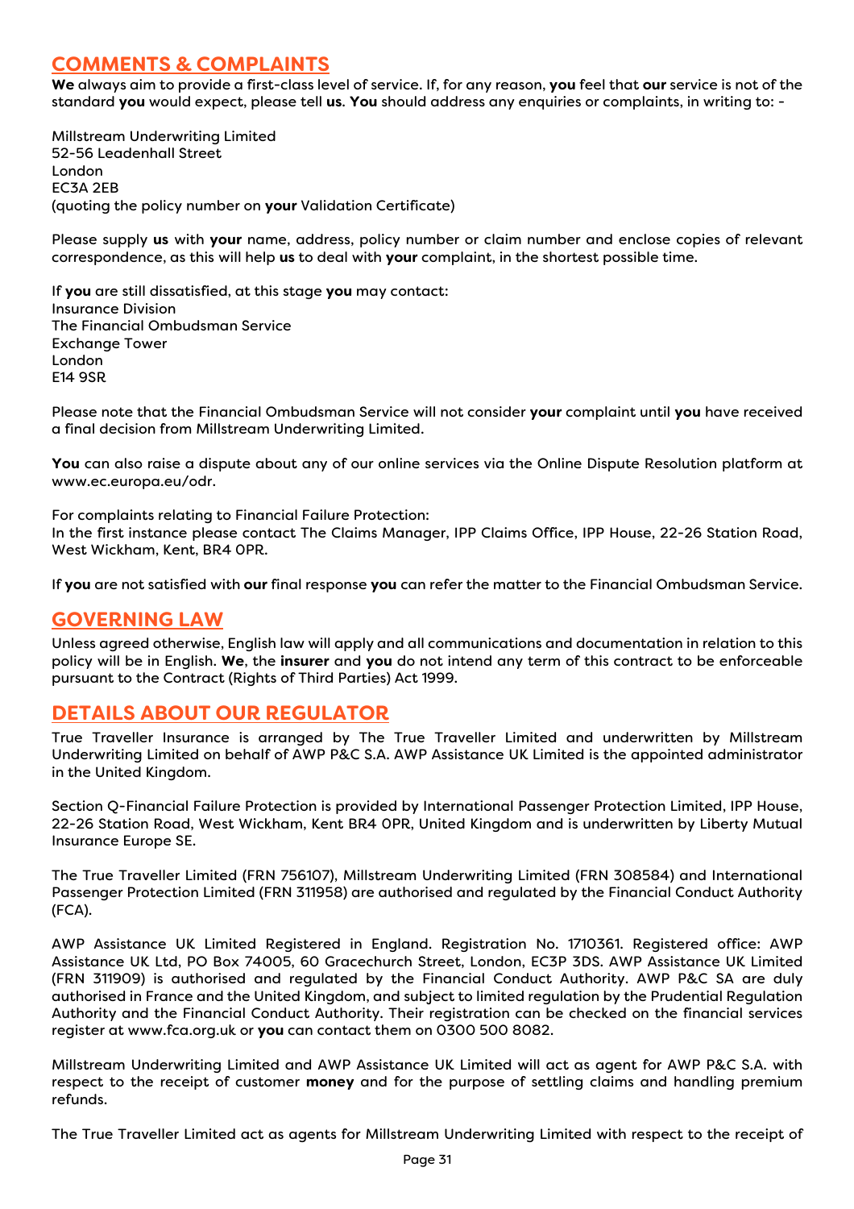## COMMENTS & COMPLAINTS

**We** always aim to provide a first-class level of service. If, for any reason, **you** feel that **our** service is not of the standard **you** would expect, please tell **us**. **You** should address any enquiries or complaints, in writing to: -

Millstream Underwriting Limited
52-56 Leadenhall Street
London
EC3A 2EB
(quoting the policy number on **your** Validation Certificate)

Please supply **us** with **your** name, address, policy number or claim number and enclose copies of relevant correspondence, as this will help **us** to deal with **your** complaint, in the shortest possible time.

If **you** are still dissatisfied, at this stage **you** may contact:
Insurance Division
The Financial Ombudsman Service
Exchange Tower
London
E14 9SR

Please note that the Financial Ombudsman Service will not consider **your** complaint until **you** have received a final decision from Millstream Underwriting Limited.

**You** can also raise a dispute about any of our online services via the Online Dispute Resolution platform at www.ec.europa.eu/odr.

For complaints relating to Financial Failure Protection:
In the first instance please contact The Claims Manager, IPP Claims Office, IPP House, 22-26 Station Road, West Wickham, Kent, BR4 0PR.

If **you** are not satisfied with **our** final response **you** can refer the matter to the Financial Ombudsman Service.

## GOVERNING LAW

Unless agreed otherwise, English law will apply and all communications and documentation in relation to this policy will be in English. **We**, the **insurer** and **you** do not intend any term of this contract to be enforceable pursuant to the Contract (Rights of Third Parties) Act 1999.

## DETAILS ABOUT OUR REGULATOR

True Traveller Insurance is arranged by The True Traveller Limited and underwritten by Millstream Underwriting Limited on behalf of AWP P&C S.A. AWP Assistance UK Limited is the appointed administrator in the United Kingdom.

Section Q-Financial Failure Protection is provided by International Passenger Protection Limited, IPP House, 22-26 Station Road, West Wickham, Kent BR4 0PR, United Kingdom and is underwritten by Liberty Mutual Insurance Europe SE.

The True Traveller Limited (FRN 756107), Millstream Underwriting Limited (FRN 308584) and International Passenger Protection Limited (FRN 311958) are authorised and regulated by the Financial Conduct Authority (FCA).

AWP Assistance UK Limited Registered in England. Registration No. 1710361. Registered office: AWP Assistance UK Ltd, PO Box 74005, 60 Gracechurch Street, London, EC3P 3DS. AWP Assistance UK Limited (FRN 311909) is authorised and regulated by the Financial Conduct Authority. AWP P&C SA are duly authorised in France and the United Kingdom, and subject to limited regulation by the Prudential Regulation Authority and the Financial Conduct Authority. Their registration can be checked on the financial services register at www.fca.org.uk or **you** can contact them on 0300 500 8082.

Millstream Underwriting Limited and AWP Assistance UK Limited will act as agent for AWP P&C S.A. with respect to the receipt of customer **money** and for the purpose of settling claims and handling premium refunds.

The True Traveller Limited act as agents for Millstream Underwriting Limited with respect to the receipt of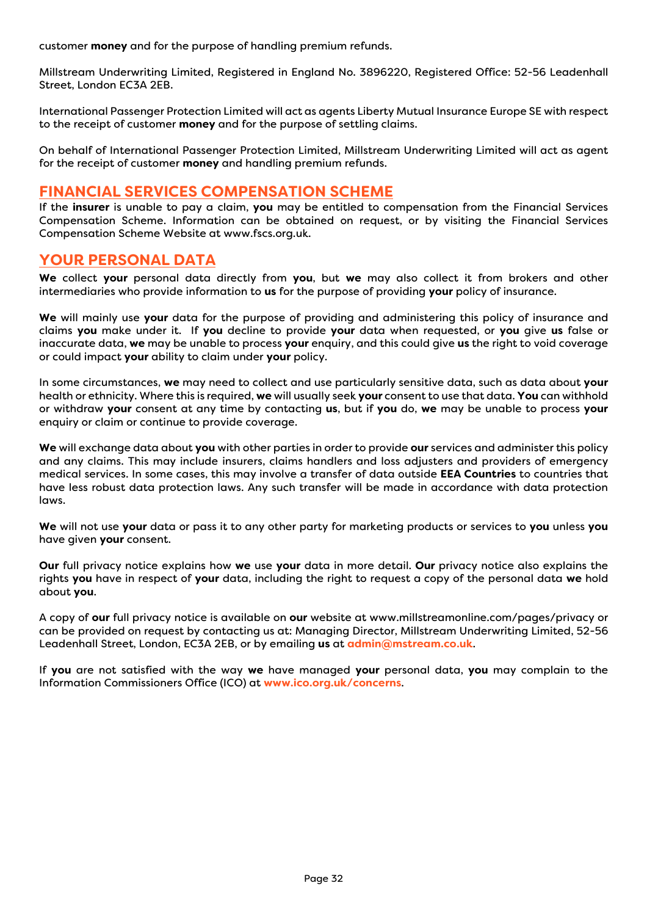customer **money** and for the purpose of handling premium refunds.

Millstream Underwriting Limited, Registered in England No. 3896220, Registered Office: 52-56 Leadenhall Street, London EC3A 2EB.

International Passenger Protection Limited will act as agents Liberty Mutual Insurance Europe SE with respect to the receipt of customer **money** and for the purpose of settling claims.

On behalf of International Passenger Protection Limited, Millstream Underwriting Limited will act as agent for the receipt of customer **money** and handling premium refunds.

## FINANCIAL SERVICES COMPENSATION SCHEME

If the **insurer** is unable to pay a claim, **you** may be entitled to compensation from the Financial Services Compensation Scheme. Information can be obtained on request, or by visiting the Financial Services Compensation Scheme Website at www.fscs.org.uk.

## YOUR PERSONAL DATA

**We** collect **your** personal data directly from **you**, but **we** may also collect it from brokers and other intermediaries who provide information to **us** for the purpose of providing **your** policy of insurance.

**We** will mainly use **your** data for the purpose of providing and administering this policy of insurance and claims **you** make under it. If **you** decline to provide **your** data when requested, or **you** give **us** false or inaccurate data, **we** may be unable to process **your** enquiry, and this could give **us** the right to void coverage or could impact **your** ability to claim under **your** policy.

In some circumstances, **we** may need to collect and use particularly sensitive data, such as data about **your** health or ethnicity. Where this is required, **we** will usually seek **your** consent to use that data. **You** can withhold or withdraw **your** consent at any time by contacting **us**, but if **you** do, **we** may be unable to process **your** enquiry or claim or continue to provide coverage.

**We** will exchange data about **you** with other parties in order to provide **our** services and administer this policy and any claims. This may include insurers, claims handlers and loss adjusters and providers of emergency medical services. In some cases, this may involve a transfer of data outside **EEA Countries** to countries that have less robust data protection laws. Any such transfer will be made in accordance with data protection laws.

**We** will not use **your** data or pass it to any other party for marketing products or services to **you** unless **you** have given **your** consent.

**Our** full privacy notice explains how **we** use **your** data in more detail. **Our** privacy notice also explains the rights **you** have in respect of **your** data, including the right to request a copy of the personal data **we** hold about **you**.

A copy of **our** full privacy notice is available on **our** website at www.millstreamonline.com/pages/privacy or can be provided on request by contacting us at: Managing Director, Millstream Underwriting Limited, 52-56 Leadenhall Street, London, EC3A 2EB, or by emailing **us** at **admin@mstream.co.uk**.

If **you** are not satisfied with the way **we** have managed **your** personal data, **you** may complain to the Information Commissioners Office (ICO) at **www.ico.org.uk/concerns**.